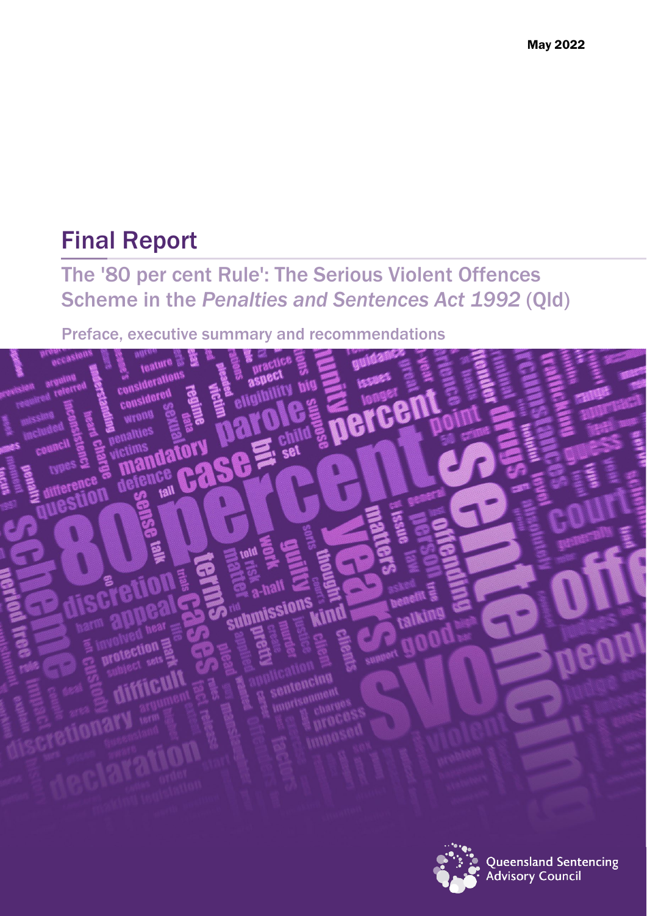May 2022

# Final Report

## The '80 per cent Rule': The Serious Violent Offences Scheme in the *Penalties and Sentences Act 1992* (Qld)

Preface, executive summary and recommendations

Queensland Sentencing Advisory Council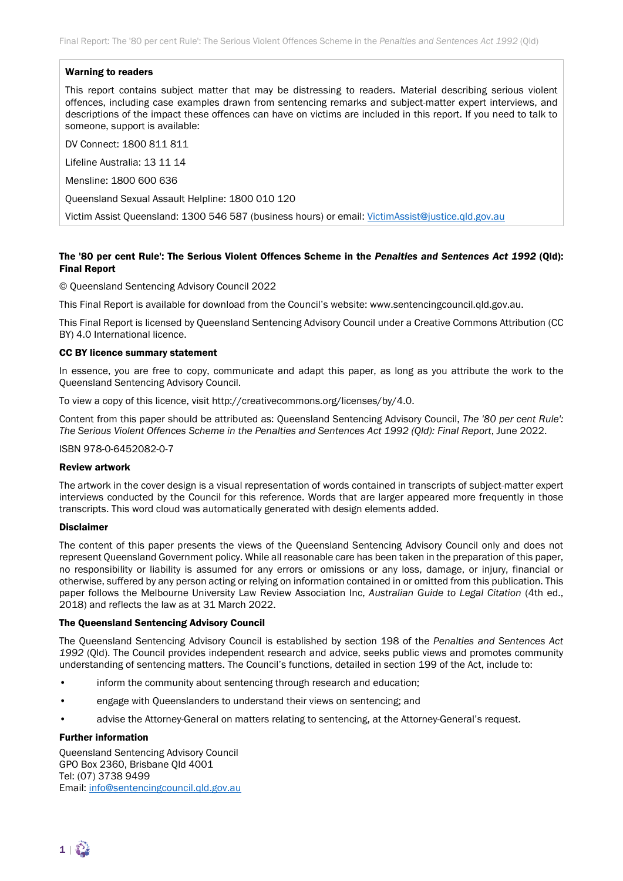**Warning to readers**

This report contains subject matter that may be distressing to readers. Material describing serious violent offences, including case examples drawn from sentencing remarks and subject-matter expert interviews, and descriptions of the impact these offences can have on victims are included in this report. If you need to talk to someone, support is available:

DV Connect: 1800 811 811

Lifeline Australia: 13 11 14

Mensline: 1800 600 636

Queensland Sexual Assault Helpline: 1800 010 120

Victim Assist Queensland: 1300 546 587 (business hours) or email: VictimAssist@justice.qld.gov.au

**The '80 per cent Rule': The Serious Violent Offences Scheme in the *Penalties and Sentences Act 1992* (Qld): Final Report**

© Queensland Sentencing Advisory Council 2022

This Final Report is available for download from the Council's website: www.sentencingcouncil.qld.gov.au.

This Final Report is licensed by Queensland Sentencing Advisory Council under a Creative Commons Attribution (CC BY) 4.0 International licence.

**CC BY licence summary statement**

In essence, you are free to copy, communicate and adapt this paper, as long as you attribute the work to the Queensland Sentencing Advisory Council.

To view a copy of this licence, visit http://creativecommons.org/licenses/by/4.0.

Content from this paper should be attributed as: Queensland Sentencing Advisory Council, *The '80 per cent Rule': The Serious Violent Offences Scheme in the Penalties and Sentences Act 1992 (Qld): Final Report*, June 2022.

ISBN 978-0-6452082-0-7

**Review artwork**

The artwork in the cover design is a visual representation of words contained in transcripts of subject-matter expert interviews conducted by the Council for this reference. Words that are larger appeared more frequently in those transcripts. This word cloud was automatically generated with design elements added.

**Disclaimer**

The content of this paper presents the views of the Queensland Sentencing Advisory Council only and does not represent Queensland Government policy. While all reasonable care has been taken in the preparation of this paper, no responsibility or liability is assumed for any errors or omissions or any loss, damage, or injury, financial or otherwise, suffered by any person acting or relying on information contained in or omitted from this publication. This paper follows the Melbourne University Law Review Association Inc, *Australian Guide to Legal Citation* (4th ed., 2018) and reflects the law as at 31 March 2022.

**The Queensland Sentencing Advisory Council**

The Queensland Sentencing Advisory Council is established by section 198 of the *Penalties and Sentences Act 1992* (Qld). The Council provides independent research and advice, seeks public views and promotes community understanding of sentencing matters. The Council's functions, detailed in section 199 of the Act, include to:

- inform the community about sentencing through research and education;
- engage with Queenslanders to understand their views on sentencing; and
- advise the Attorney-General on matters relating to sentencing, at the Attorney-General's request.

**Further information**

Queensland Sentencing Advisory Council
GPO Box 2360, Brisbane Qld 4001
Tel: (07) 3738 9499
Email: info@sentencingcouncil.qld.gov.au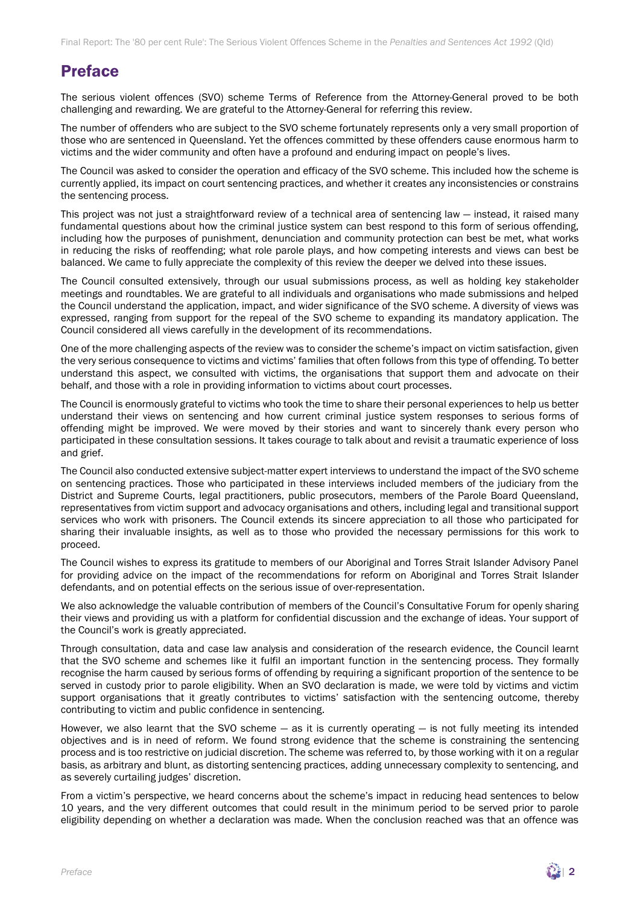# Preface

The serious violent offences (SVO) scheme Terms of Reference from the Attorney-General proved to be both challenging and rewarding. We are grateful to the Attorney-General for referring this review.

The number of offenders who are subject to the SVO scheme fortunately represents only a very small proportion of those who are sentenced in Queensland. Yet the offences committed by these offenders cause enormous harm to victims and the wider community and often have a profound and enduring impact on people's lives.

The Council was asked to consider the operation and efficacy of the SVO scheme. This included how the scheme is currently applied, its impact on court sentencing practices, and whether it creates any inconsistencies or constrains the sentencing process.

This project was not just a straightforward review of a technical area of sentencing law — instead, it raised many fundamental questions about how the criminal justice system can best respond to this form of serious offending, including how the purposes of punishment, denunciation and community protection can best be met, what works in reducing the risks of reoffending; what role parole plays, and how competing interests and views can best be balanced. We came to fully appreciate the complexity of this review the deeper we delved into these issues.

The Council consulted extensively, through our usual submissions process, as well as holding key stakeholder meetings and roundtables. We are grateful to all individuals and organisations who made submissions and helped the Council understand the application, impact, and wider significance of the SVO scheme. A diversity of views was expressed, ranging from support for the repeal of the SVO scheme to expanding its mandatory application. The Council considered all views carefully in the development of its recommendations.

One of the more challenging aspects of the review was to consider the scheme's impact on victim satisfaction, given the very serious consequence to victims and victims' families that often follows from this type of offending. To better understand this aspect, we consulted with victims, the organisations that support them and advocate on their behalf, and those with a role in providing information to victims about court processes.

The Council is enormously grateful to victims who took the time to share their personal experiences to help us better understand their views on sentencing and how current criminal justice system responses to serious forms of offending might be improved. We were moved by their stories and want to sincerely thank every person who participated in these consultation sessions. It takes courage to talk about and revisit a traumatic experience of loss and grief.

The Council also conducted extensive subject-matter expert interviews to understand the impact of the SVO scheme on sentencing practices. Those who participated in these interviews included members of the judiciary from the District and Supreme Courts, legal practitioners, public prosecutors, members of the Parole Board Queensland, representatives from victim support and advocacy organisations and others, including legal and transitional support services who work with prisoners. The Council extends its sincere appreciation to all those who participated for sharing their invaluable insights, as well as to those who provided the necessary permissions for this work to proceed.

The Council wishes to express its gratitude to members of our Aboriginal and Torres Strait Islander Advisory Panel for providing advice on the impact of the recommendations for reform on Aboriginal and Torres Strait Islander defendants, and on potential effects on the serious issue of over-representation.

We also acknowledge the valuable contribution of members of the Council's Consultative Forum for openly sharing their views and providing us with a platform for confidential discussion and the exchange of ideas. Your support of the Council's work is greatly appreciated.

Through consultation, data and case law analysis and consideration of the research evidence, the Council learnt that the SVO scheme and schemes like it fulfil an important function in the sentencing process. They formally recognise the harm caused by serious forms of offending by requiring a significant proportion of the sentence to be served in custody prior to parole eligibility. When an SVO declaration is made, we were told by victims and victim support organisations that it greatly contributes to victims' satisfaction with the sentencing outcome, thereby contributing to victim and public confidence in sentencing.

However, we also learnt that the SVO scheme — as it is currently operating — is not fully meeting its intended objectives and is in need of reform. We found strong evidence that the scheme is constraining the sentencing process and is too restrictive on judicial discretion. The scheme was referred to, by those working with it on a regular basis, as arbitrary and blunt, as distorting sentencing practices, adding unnecessary complexity to sentencing, and as severely curtailing judges' discretion.

From a victim's perspective, we heard concerns about the scheme's impact in reducing head sentences to below 10 years, and the very different outcomes that could result in the minimum period to be served prior to parole eligibility depending on whether a declaration was made. When the conclusion reached was that an offence was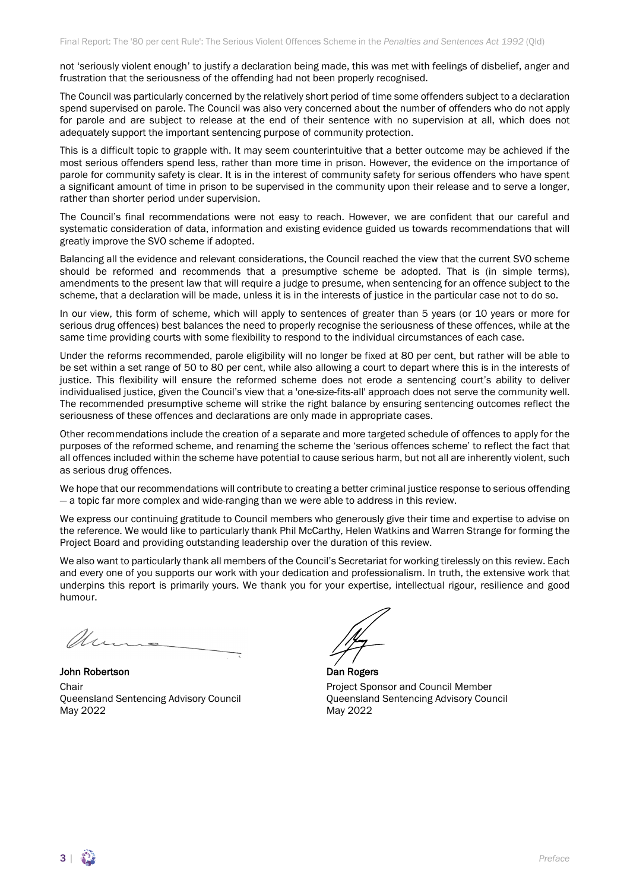not 'seriously violent enough' to justify a declaration being made, this was met with feelings of disbelief, anger and frustration that the seriousness of the offending had not been properly recognised.

The Council was particularly concerned by the relatively short period of time some offenders subject to a declaration spend supervised on parole. The Council was also very concerned about the number of offenders who do not apply for parole and are subject to release at the end of their sentence with no supervision at all, which does not adequately support the important sentencing purpose of community protection.

This is a difficult topic to grapple with. It may seem counterintuitive that a better outcome may be achieved if the most serious offenders spend less, rather than more time in prison. However, the evidence on the importance of parole for community safety is clear. It is in the interest of community safety for serious offenders who have spent a significant amount of time in prison to be supervised in the community upon their release and to serve a longer, rather than shorter period under supervision.

The Council's final recommendations were not easy to reach. However, we are confident that our careful and systematic consideration of data, information and existing evidence guided us towards recommendations that will greatly improve the SVO scheme if adopted.

Balancing all the evidence and relevant considerations, the Council reached the view that the current SVO scheme should be reformed and recommends that a presumptive scheme be adopted. That is (in simple terms), amendments to the present law that will require a judge to presume, when sentencing for an offence subject to the scheme, that a declaration will be made, unless it is in the interests of justice in the particular case not to do so.

In our view, this form of scheme, which will apply to sentences of greater than 5 years (or 10 years or more for serious drug offences) best balances the need to properly recognise the seriousness of these offences, while at the same time providing courts with some flexibility to respond to the individual circumstances of each case.

Under the reforms recommended, parole eligibility will no longer be fixed at 80 per cent, but rather will be able to be set within a set range of 50 to 80 per cent, while also allowing a court to depart where this is in the interests of justice. This flexibility will ensure the reformed scheme does not erode a sentencing court's ability to deliver individualised justice, given the Council's view that a 'one-size-fits-all' approach does not serve the community well. The recommended presumptive scheme will strike the right balance by ensuring sentencing outcomes reflect the seriousness of these offences and declarations are only made in appropriate cases.

Other recommendations include the creation of a separate and more targeted schedule of offences to apply for the purposes of the reformed scheme, and renaming the scheme the 'serious offences scheme' to reflect the fact that all offences included within the scheme have potential to cause serious harm, but not all are inherently violent, such as serious drug offences.

We hope that our recommendations will contribute to creating a better criminal justice response to serious offending — a topic far more complex and wide-ranging than we were able to address in this review.

We express our continuing gratitude to Council members who generously give their time and expertise to advise on the reference. We would like to particularly thank Phil McCarthy, Helen Watkins and Warren Strange for forming the Project Board and providing outstanding leadership over the duration of this review.

We also want to particularly thank all members of the Council's Secretariat for working tirelessly on this review. Each and every one of you supports our work with your dedication and professionalism. In truth, the extensive work that underpins this report is primarily yours. We thank you for your expertise, intellectual rigour, resilience and good humour.

**John Robertson**
Chair
Queensland Sentencing Advisory Council
May 2022

**Dan Rogers**
Project Sponsor and Council Member
Queensland Sentencing Advisory Council
May 2022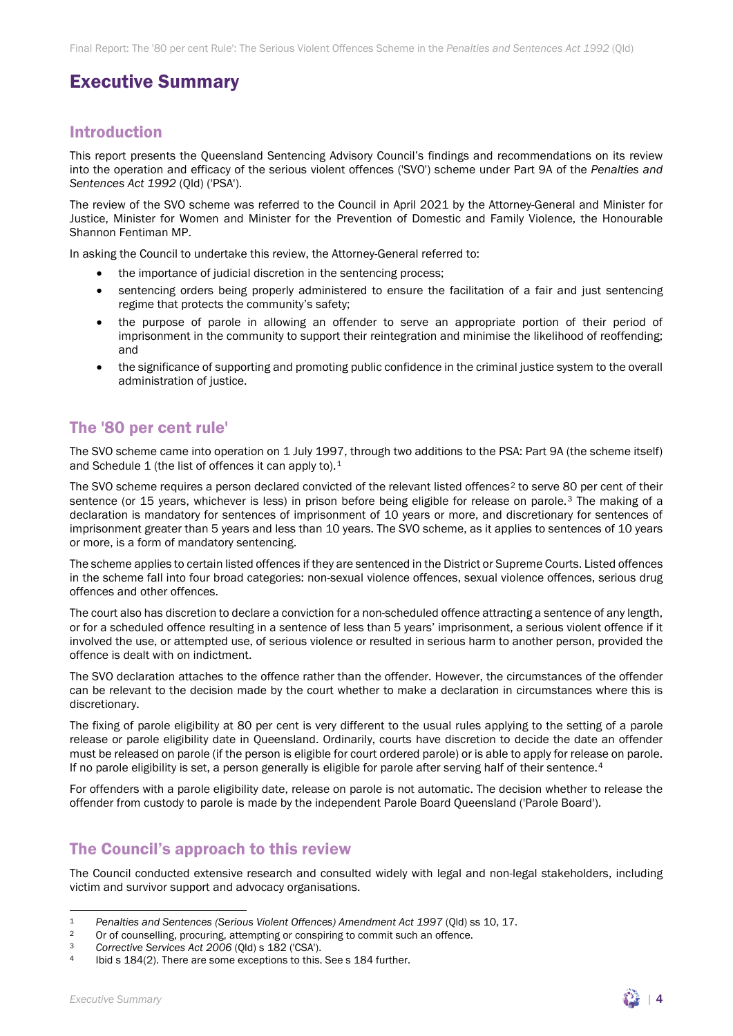# Executive Summary

## Introduction

This report presents the Queensland Sentencing Advisory Council's findings and recommendations on its review into the operation and efficacy of the serious violent offences ('SVO') scheme under Part 9A of the *Penalties and Sentences Act 1992* (Qld) ('PSA').

The review of the SVO scheme was referred to the Council in April 2021 by the Attorney-General and Minister for Justice, Minister for Women and Minister for the Prevention of Domestic and Family Violence, the Honourable Shannon Fentiman MP.

In asking the Council to undertake this review, the Attorney-General referred to:

- the importance of judicial discretion in the sentencing process;
- sentencing orders being properly administered to ensure the facilitation of a fair and just sentencing regime that protects the community's safety;
- the purpose of parole in allowing an offender to serve an appropriate portion of their period of imprisonment in the community to support their reintegration and minimise the likelihood of reoffending; and
- the significance of supporting and promoting public confidence in the criminal justice system to the overall administration of justice.

## The '80 per cent rule'

The SVO scheme came into operation on 1 July 1997, through two additions to the PSA: Part 9A (the scheme itself) and Schedule 1 (the list of offences it can apply to).[1]

The SVO scheme requires a person declared convicted of the relevant listed offences[2] to serve 80 per cent of their sentence (or 15 years, whichever is less) in prison before being eligible for release on parole.[3] The making of a declaration is mandatory for sentences of imprisonment of 10 years or more, and discretionary for sentences of imprisonment greater than 5 years and less than 10 years. The SVO scheme, as it applies to sentences of 10 years or more, is a form of mandatory sentencing.

The scheme applies to certain listed offences if they are sentenced in the District or Supreme Courts. Listed offences in the scheme fall into four broad categories: non-sexual violence offences, sexual violence offences, serious drug offences and other offences.

The court also has discretion to declare a conviction for a non-scheduled offence attracting a sentence of any length, or for a scheduled offence resulting in a sentence of less than 5 years' imprisonment, a serious violent offence if it involved the use, or attempted use, of serious violence or resulted in serious harm to another person, provided the offence is dealt with on indictment.

The SVO declaration attaches to the offence rather than the offender. However, the circumstances of the offender can be relevant to the decision made by the court whether to make a declaration in circumstances where this is discretionary.

The fixing of parole eligibility at 80 per cent is very different to the usual rules applying to the setting of a parole release or parole eligibility date in Queensland. Ordinarily, courts have discretion to decide the date an offender must be released on parole (if the person is eligible for court ordered parole) or is able to apply for release on parole. If no parole eligibility is set, a person generally is eligible for parole after serving half of their sentence.[4]

For offenders with a parole eligibility date, release on parole is not automatic. The decision whether to release the offender from custody to parole is made by the independent Parole Board Queensland ('Parole Board').

## The Council's approach to this review

The Council conducted extensive research and consulted widely with legal and non-legal stakeholders, including victim and survivor support and advocacy organisations.

---

1. *Penalties and Sentences (Serious Violent Offences) Amendment Act 1997* (Qld) ss 10, 17.
2. Or of counselling, procuring, attempting or conspiring to commit such an offence.
3. *Corrective Services Act 2006* (Qld) s 182 ('CSA').
4. Ibid s 184(2). There are some exceptions to this. See s 184 further.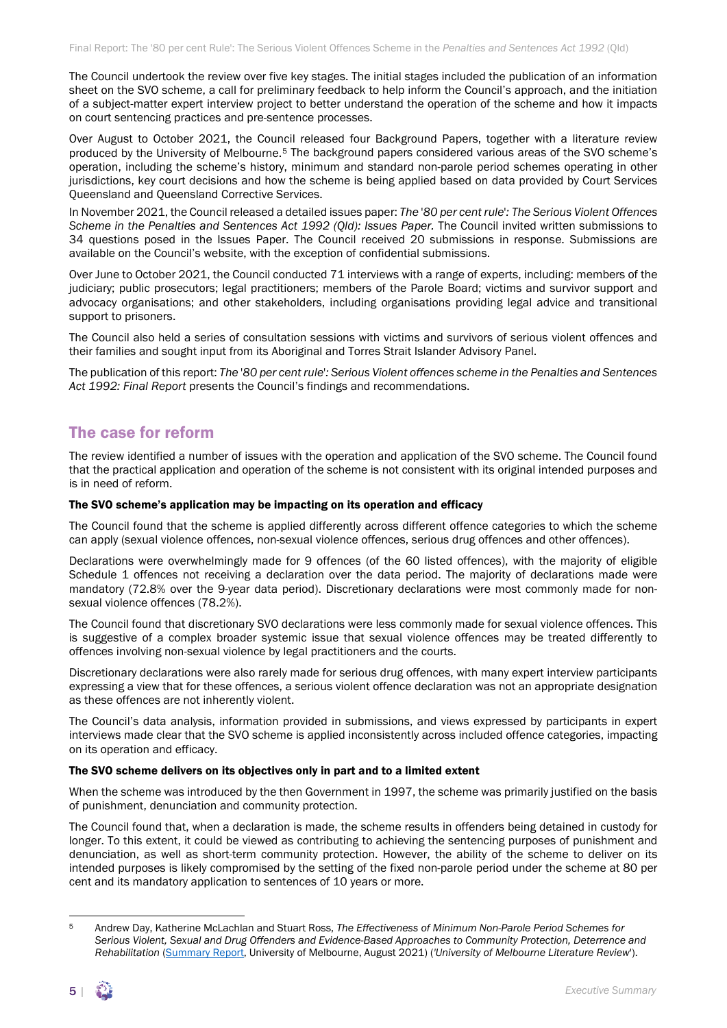The Council undertook the review over five key stages. The initial stages included the publication of an information sheet on the SVO scheme, a call for preliminary feedback to help inform the Council's approach, and the initiation of a subject-matter expert interview project to better understand the operation of the scheme and how it impacts on court sentencing practices and pre-sentence processes.

Over August to October 2021, the Council released four Background Papers, together with a literature review produced by the University of Melbourne.[5] The background papers considered various areas of the SVO scheme's operation, including the scheme's history, minimum and standard non-parole period schemes operating in other jurisdictions, key court decisions and how the scheme is being applied based on data provided by Court Services Queensland and Queensland Corrective Services.

In November 2021, the Council released a detailed issues paper: *The '80 per cent rule': The Serious Violent Offences Scheme in the Penalties and Sentences Act 1992 (Qld): Issues Paper.* The Council invited written submissions to 34 questions posed in the Issues Paper. The Council received 20 submissions in response. Submissions are available on the Council's website, with the exception of confidential submissions.

Over June to October 2021, the Council conducted 71 interviews with a range of experts, including: members of the judiciary; public prosecutors; legal practitioners; members of the Parole Board; victims and survivor support and advocacy organisations; and other stakeholders, including organisations providing legal advice and transitional support to prisoners.

The Council also held a series of consultation sessions with victims and survivors of serious violent offences and their families and sought input from its Aboriginal and Torres Strait Islander Advisory Panel.

The publication of this report: *The '80 per cent rule': Serious Violent offences scheme in the Penalties and Sentences Act 1992: Final Report* presents the Council's findings and recommendations.

## The case for reform

The review identified a number of issues with the operation and application of the SVO scheme. The Council found that the practical application and operation of the scheme is not consistent with its original intended purposes and is in need of reform.

**The SVO scheme's application may be impacting on its operation and efficacy**

The Council found that the scheme is applied differently across different offence categories to which the scheme can apply (sexual violence offences, non-sexual violence offences, serious drug offences and other offences).

Declarations were overwhelmingly made for 9 offences (of the 60 listed offences), with the majority of eligible Schedule 1 offences not receiving a declaration over the data period. The majority of declarations made were mandatory (72.8% over the 9-year data period). Discretionary declarations were most commonly made for non-sexual violence offences (78.2%).

The Council found that discretionary SVO declarations were less commonly made for sexual violence offences. This is suggestive of a complex broader systemic issue that sexual violence offences may be treated differently to offences involving non-sexual violence by legal practitioners and the courts.

Discretionary declarations were also rarely made for serious drug offences, with many expert interview participants expressing a view that for these offences, a serious violent offence declaration was not an appropriate designation as these offences are not inherently violent.

The Council's data analysis, information provided in submissions, and views expressed by participants in expert interviews made clear that the SVO scheme is applied inconsistently across included offence categories, impacting on its operation and efficacy.

**The SVO scheme delivers on its objectives only in part and to a limited extent**

When the scheme was introduced by the then Government in 1997, the scheme was primarily justified on the basis of punishment, denunciation and community protection.

The Council found that, when a declaration is made, the scheme results in offenders being detained in custody for longer. To this extent, it could be viewed as contributing to achieving the sentencing purposes of punishment and denunciation, as well as short-term community protection. However, the ability of the scheme to deliver on its intended purposes is likely compromised by the setting of the fixed non-parole period under the scheme at 80 per cent and its mandatory application to sentences of 10 years or more.

---

[5] Andrew Day, Katherine McLachlan and Stuart Ross, *The Effectiveness of Minimum Non-Parole Period Schemes for Serious Violent, Sexual and Drug Offenders and Evidence-Based Approaches to Community Protection, Deterrence and Rehabilitation* (Summary Report, University of Melbourne, August 2021) ('*University of Melbourne Literature Review*').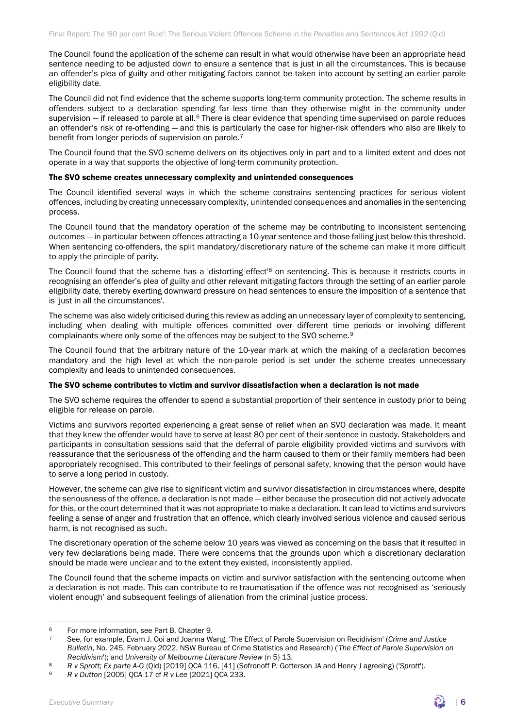The Council found the application of the scheme can result in what would otherwise have been an appropriate head sentence needing to be adjusted down to ensure a sentence that is just in all the circumstances. This is because an offender's plea of guilty and other mitigating factors cannot be taken into account by setting an earlier parole eligibility date.

The Council did not find evidence that the scheme supports long-term community protection. The scheme results in offenders subject to a declaration spending far less time than they otherwise might in the community under supervision — if released to parole at all.[6] There is clear evidence that spending time supervised on parole reduces an offender's risk of re-offending — and this is particularly the case for higher-risk offenders who also are likely to benefit from longer periods of supervision on parole.[7]

The Council found that the SVO scheme delivers on its objectives only in part and to a limited extent and does not operate in a way that supports the objective of long-term community protection.

#### The SVO scheme creates unnecessary complexity and unintended consequences

The Council identified several ways in which the scheme constrains sentencing practices for serious violent offences, including by creating unnecessary complexity, unintended consequences and anomalies in the sentencing process.

The Council found that the mandatory operation of the scheme may be contributing to inconsistent sentencing outcomes — in particular between offences attracting a 10-year sentence and those falling just below this threshold. When sentencing co-offenders, the split mandatory/discretionary nature of the scheme can make it more difficult to apply the principle of parity.

The Council found that the scheme has a 'distorting effect'[8] on sentencing. This is because it restricts courts in recognising an offender's plea of guilty and other relevant mitigating factors through the setting of an earlier parole eligibility date, thereby exerting downward pressure on head sentences to ensure the imposition of a sentence that is 'just in all the circumstances'.

The scheme was also widely criticised during this review as adding an unnecessary layer of complexity to sentencing, including when dealing with multiple offences committed over different time periods or involving different complainants where only some of the offences may be subject to the SVO scheme.[9]

The Council found that the arbitrary nature of the 10-year mark at which the making of a declaration becomes mandatory and the high level at which the non-parole period is set under the scheme creates unnecessary complexity and leads to unintended consequences.

#### The SVO scheme contributes to victim and survivor dissatisfaction when a declaration is not made

The SVO scheme requires the offender to spend a substantial proportion of their sentence in custody prior to being eligible for release on parole.

Victims and survivors reported experiencing a great sense of relief when an SVO declaration was made. It meant that they knew the offender would have to serve at least 80 per cent of their sentence in custody. Stakeholders and participants in consultation sessions said that the deferral of parole eligibility provided victims and survivors with reassurance that the seriousness of the offending and the harm caused to them or their family members had been appropriately recognised. This contributed to their feelings of personal safety, knowing that the person would have to serve a long period in custody.

However, the scheme can give rise to significant victim and survivor dissatisfaction in circumstances where, despite the seriousness of the offence, a declaration is not made — either because the prosecution did not actively advocate for this, or the court determined that it was not appropriate to make a declaration. It can lead to victims and survivors feeling a sense of anger and frustration that an offence, which clearly involved serious violence and caused serious harm, is not recognised as such.

The discretionary operation of the scheme below 10 years was viewed as concerning on the basis that it resulted in very few declarations being made. There were concerns that the grounds upon which a discretionary declaration should be made were unclear and to the extent they existed, inconsistently applied.

The Council found that the scheme impacts on victim and survivor satisfaction with the sentencing outcome when a declaration is not made. This can contribute to re-traumatisation if the offence was not recognised as 'seriously violent enough' and subsequent feelings of alienation from the criminal justice process.

---

[6] For more information, see Part B, Chapter 9.

[7] See, for example, Evarn J. Ooi and Joanna Wang, 'The Effect of Parole Supervision on Recidivism' (*Crime and Justice Bulletin*, No. 245, February 2022, NSW Bureau of Crime Statistics and Research) ('*The Effect of Parole Supervision on Recidivism*'); and *University of Melbourne Literature Review* (n 5) 13.

[8] *R v Sprott; Ex parte A-G* (Qld) [2019] QCA 116, [41] (Sofronoff P, Gotterson JA and Henry J agreeing) ('*Sprott*').

[9] *R v Dutton* [2005] QCA 17 cf *R v Lee* [2021] QCA 233.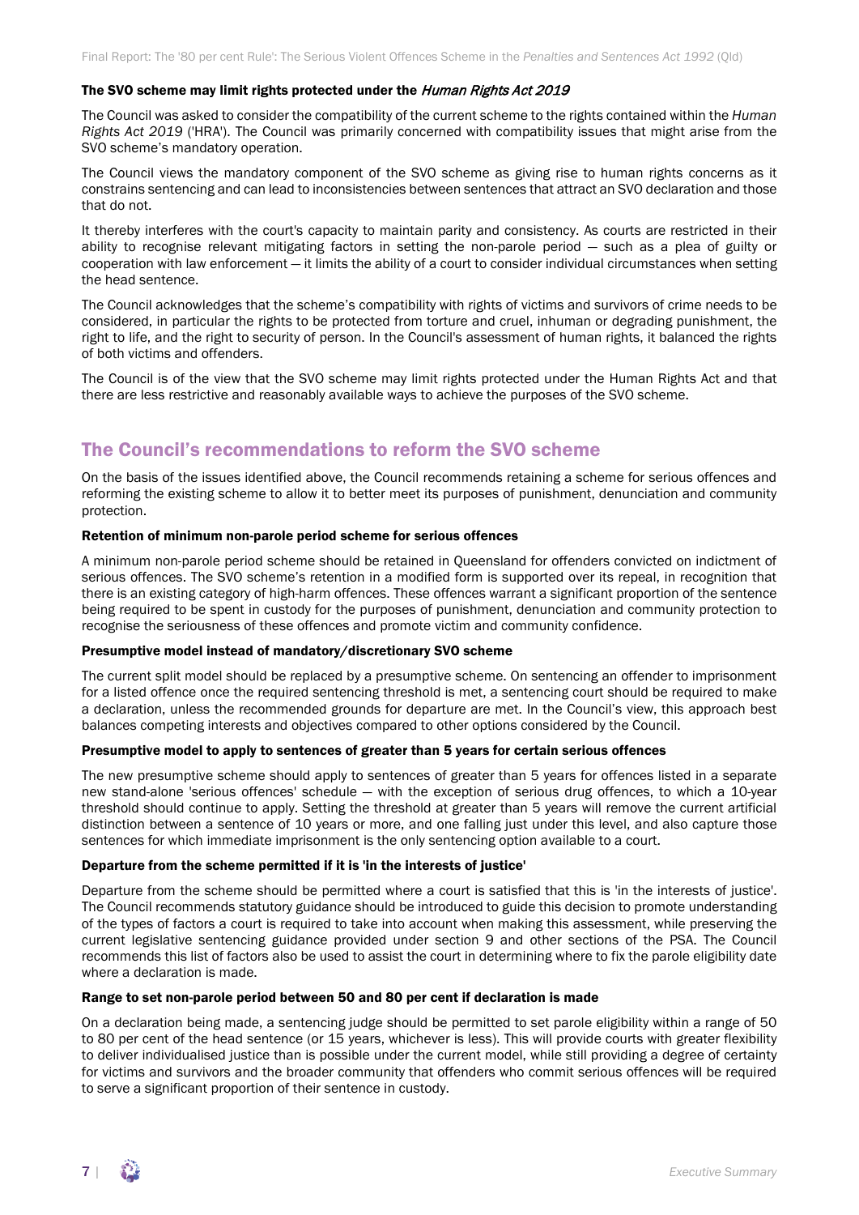#### The SVO scheme may limit rights protected under the *Human Rights Act 2019*

The Council was asked to consider the compatibility of the current scheme to the rights contained within the *Human Rights Act 2019* ('HRA'). The Council was primarily concerned with compatibility issues that might arise from the SVO scheme's mandatory operation.

The Council views the mandatory component of the SVO scheme as giving rise to human rights concerns as it constrains sentencing and can lead to inconsistencies between sentences that attract an SVO declaration and those that do not.

It thereby interferes with the court's capacity to maintain parity and consistency. As courts are restricted in their ability to recognise relevant mitigating factors in setting the non-parole period — such as a plea of guilty or cooperation with law enforcement — it limits the ability of a court to consider individual circumstances when setting the head sentence.

The Council acknowledges that the scheme's compatibility with rights of victims and survivors of crime needs to be considered, in particular the rights to be protected from torture and cruel, inhuman or degrading punishment, the right to life, and the right to security of person. In the Council's assessment of human rights, it balanced the rights of both victims and offenders.

The Council is of the view that the SVO scheme may limit rights protected under the Human Rights Act and that there are less restrictive and reasonably available ways to achieve the purposes of the SVO scheme.

## The Council's recommendations to reform the SVO scheme

On the basis of the issues identified above, the Council recommends retaining a scheme for serious offences and reforming the existing scheme to allow it to better meet its purposes of punishment, denunciation and community protection.

#### Retention of minimum non-parole period scheme for serious offences

A minimum non-parole period scheme should be retained in Queensland for offenders convicted on indictment of serious offences. The SVO scheme's retention in a modified form is supported over its repeal, in recognition that there is an existing category of high-harm offences. These offences warrant a significant proportion of the sentence being required to be spent in custody for the purposes of punishment, denunciation and community protection to recognise the seriousness of these offences and promote victim and community confidence.

#### Presumptive model instead of mandatory/discretionary SVO scheme

The current split model should be replaced by a presumptive scheme. On sentencing an offender to imprisonment for a listed offence once the required sentencing threshold is met, a sentencing court should be required to make a declaration, unless the recommended grounds for departure are met. In the Council's view, this approach best balances competing interests and objectives compared to other options considered by the Council.

#### Presumptive model to apply to sentences of greater than 5 years for certain serious offences

The new presumptive scheme should apply to sentences of greater than 5 years for offences listed in a separate new stand-alone 'serious offences' schedule — with the exception of serious drug offences, to which a 10-year threshold should continue to apply. Setting the threshold at greater than 5 years will remove the current artificial distinction between a sentence of 10 years or more, and one falling just under this level, and also capture those sentences for which immediate imprisonment is the only sentencing option available to a court.

#### Departure from the scheme permitted if it is 'in the interests of justice'

Departure from the scheme should be permitted where a court is satisfied that this is 'in the interests of justice'. The Council recommends statutory guidance should be introduced to guide this decision to promote understanding of the types of factors a court is required to take into account when making this assessment, while preserving the current legislative sentencing guidance provided under section 9 and other sections of the PSA. The Council recommends this list of factors also be used to assist the court in determining where to fix the parole eligibility date where a declaration is made.

#### Range to set non-parole period between 50 and 80 per cent if declaration is made

On a declaration being made, a sentencing judge should be permitted to set parole eligibility within a range of 50 to 80 per cent of the head sentence (or 15 years, whichever is less). This will provide courts with greater flexibility to deliver individualised justice than is possible under the current model, while still providing a degree of certainty for victims and survivors and the broader community that offenders who commit serious offences will be required to serve a significant proportion of their sentence in custody.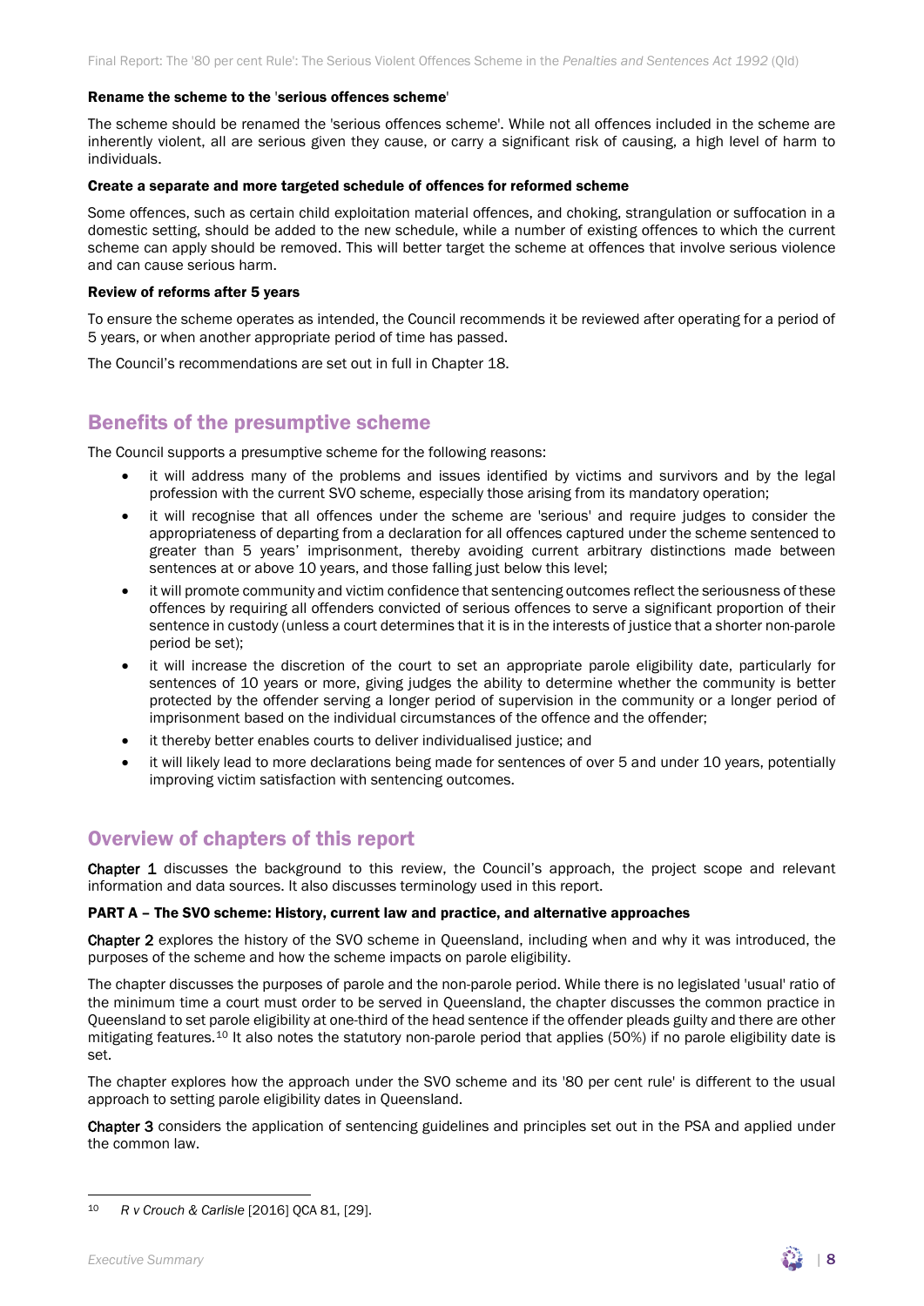**Rename the scheme to the 'serious offences scheme'**

The scheme should be renamed the 'serious offences scheme'. While not all offences included in the scheme are inherently violent, all are serious given they cause, or carry a significant risk of causing, a high level of harm to individuals.

**Create a separate and more targeted schedule of offences for reformed scheme**

Some offences, such as certain child exploitation material offences, and choking, strangulation or suffocation in a domestic setting, should be added to the new schedule, while a number of existing offences to which the current scheme can apply should be removed. This will better target the scheme at offences that involve serious violence and can cause serious harm.

**Review of reforms after 5 years**

To ensure the scheme operates as intended, the Council recommends it be reviewed after operating for a period of 5 years, or when another appropriate period of time has passed.

The Council's recommendations are set out in full in Chapter 18.

## Benefits of the presumptive scheme

The Council supports a presumptive scheme for the following reasons:

- it will address many of the problems and issues identified by victims and survivors and by the legal profession with the current SVO scheme, especially those arising from its mandatory operation;
- it will recognise that all offences under the scheme are 'serious' and require judges to consider the appropriateness of departing from a declaration for all offences captured under the scheme sentenced to greater than 5 years' imprisonment, thereby avoiding current arbitrary distinctions made between sentences at or above 10 years, and those falling just below this level;
- it will promote community and victim confidence that sentencing outcomes reflect the seriousness of these offences by requiring all offenders convicted of serious offences to serve a significant proportion of their sentence in custody (unless a court determines that it is in the interests of justice that a shorter non-parole period be set);
- it will increase the discretion of the court to set an appropriate parole eligibility date, particularly for sentences of 10 years or more, giving judges the ability to determine whether the community is better protected by the offender serving a longer period of supervision in the community or a longer period of imprisonment based on the individual circumstances of the offence and the offender;
- it thereby better enables courts to deliver individualised justice; and
- it will likely lead to more declarations being made for sentences of over 5 and under 10 years, potentially improving victim satisfaction with sentencing outcomes.

## Overview of chapters of this report

**Chapter 1** discusses the background to this review, the Council's approach, the project scope and relevant information and data sources. It also discusses terminology used in this report.

**PART A – The SVO scheme: History, current law and practice, and alternative approaches**

**Chapter 2** explores the history of the SVO scheme in Queensland, including when and why it was introduced, the purposes of the scheme and how the scheme impacts on parole eligibility.

The chapter discusses the purposes of parole and the non-parole period. While there is no legislated 'usual' ratio of the minimum time a court must order to be served in Queensland, the chapter discusses the common practice in Queensland to set parole eligibility at one-third of the head sentence if the offender pleads guilty and there are other mitigating features.[10] It also notes the statutory non-parole period that applies (50%) if no parole eligibility date is set.

The chapter explores how the approach under the SVO scheme and its '80 per cent rule' is different to the usual approach to setting parole eligibility dates in Queensland.

**Chapter 3** considers the application of sentencing guidelines and principles set out in the PSA and applied under the common law.

[10] *R v Crouch & Carlisle* [2016] QCA 81, [29].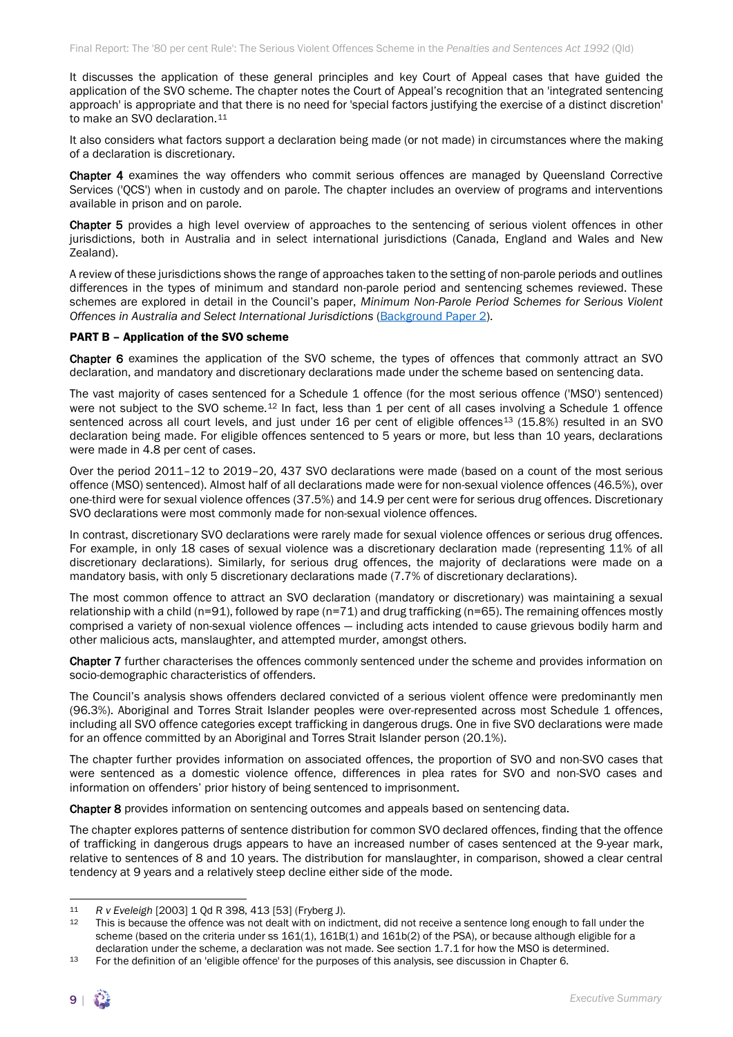It discusses the application of these general principles and key Court of Appeal cases that have guided the application of the SVO scheme. The chapter notes the Court of Appeal's recognition that an 'integrated sentencing approach' is appropriate and that there is no need for 'special factors justifying the exercise of a distinct discretion' to make an SVO declaration.[11]

It also considers what factors support a declaration being made (or not made) in circumstances where the making of a declaration is discretionary.

**Chapter 4** examines the way offenders who commit serious offences are managed by Queensland Corrective Services ('QCS') when in custody and on parole. The chapter includes an overview of programs and interventions available in prison and on parole.

**Chapter 5** provides a high level overview of approaches to the sentencing of serious violent offences in other jurisdictions, both in Australia and in select international jurisdictions (Canada, England and Wales and New Zealand).

A review of these jurisdictions shows the range of approaches taken to the setting of non-parole periods and outlines differences in the types of minimum and standard non-parole period and sentencing schemes reviewed. These schemes are explored in detail in the Council's paper, *Minimum Non-Parole Period Schemes for Serious Violent Offences in Australia and Select International Jurisdictions* (Background Paper 2).

**PART B – Application of the SVO scheme**

**Chapter 6** examines the application of the SVO scheme, the types of offences that commonly attract an SVO declaration, and mandatory and discretionary declarations made under the scheme based on sentencing data.

The vast majority of cases sentenced for a Schedule 1 offence (for the most serious offence ('MSO') sentenced) were not subject to the SVO scheme.[12] In fact, less than 1 per cent of all cases involving a Schedule 1 offence sentenced across all court levels, and just under 16 per cent of eligible offences[13] (15.8%) resulted in an SVO declaration being made. For eligible offences sentenced to 5 years or more, but less than 10 years, declarations were made in 4.8 per cent of cases.

Over the period 2011–12 to 2019–20, 437 SVO declarations were made (based on a count of the most serious offence (MSO) sentenced). Almost half of all declarations made were for non-sexual violence offences (46.5%), over one-third were for sexual violence offences (37.5%) and 14.9 per cent were for serious drug offences. Discretionary SVO declarations were most commonly made for non-sexual violence offences.

In contrast, discretionary SVO declarations were rarely made for sexual violence offences or serious drug offences. For example, in only 18 cases of sexual violence was a discretionary declaration made (representing 11% of all discretionary declarations). Similarly, for serious drug offences, the majority of declarations were made on a mandatory basis, with only 5 discretionary declarations made (7.7% of discretionary declarations).

The most common offence to attract an SVO declaration (mandatory or discretionary) was maintaining a sexual relationship with a child (n=91), followed by rape (n=71) and drug trafficking (n=65). The remaining offences mostly comprised a variety of non-sexual violence offences — including acts intended to cause grievous bodily harm and other malicious acts, manslaughter, and attempted murder, amongst others.

**Chapter 7** further characterises the offences commonly sentenced under the scheme and provides information on socio-demographic characteristics of offenders.

The Council's analysis shows offenders declared convicted of a serious violent offence were predominantly men (96.3%). Aboriginal and Torres Strait Islander peoples were over-represented across most Schedule 1 offences, including all SVO offence categories except trafficking in dangerous drugs. One in five SVO declarations were made for an offence committed by an Aboriginal and Torres Strait Islander person (20.1%).

The chapter further provides information on associated offences, the proportion of SVO and non-SVO cases that were sentenced as a domestic violence offence, differences in plea rates for SVO and non-SVO cases and information on offenders' prior history of being sentenced to imprisonment.

**Chapter 8** provides information on sentencing outcomes and appeals based on sentencing data.

The chapter explores patterns of sentence distribution for common SVO declared offences, finding that the offence of trafficking in dangerous drugs appears to have an increased number of cases sentenced at the 9-year mark, relative to sentences of 8 and 10 years. The distribution for manslaughter, in comparison, showed a clear central tendency at 9 years and a relatively steep decline either side of the mode.

---

[11] *R v Eveleigh* [2003] 1 Qd R 398, 413 [53] (Fryberg J).

[12] This is because the offence was not dealt with on indictment, did not receive a sentence long enough to fall under the scheme (based on the criteria under ss 161(1), 161B(1) and 161b(2) of the PSA), or because although eligible for a declaration under the scheme, a declaration was not made. See section 1.7.1 for how the MSO is determined.

[13] For the definition of an 'eligible offence' for the purposes of this analysis, see discussion in Chapter 6.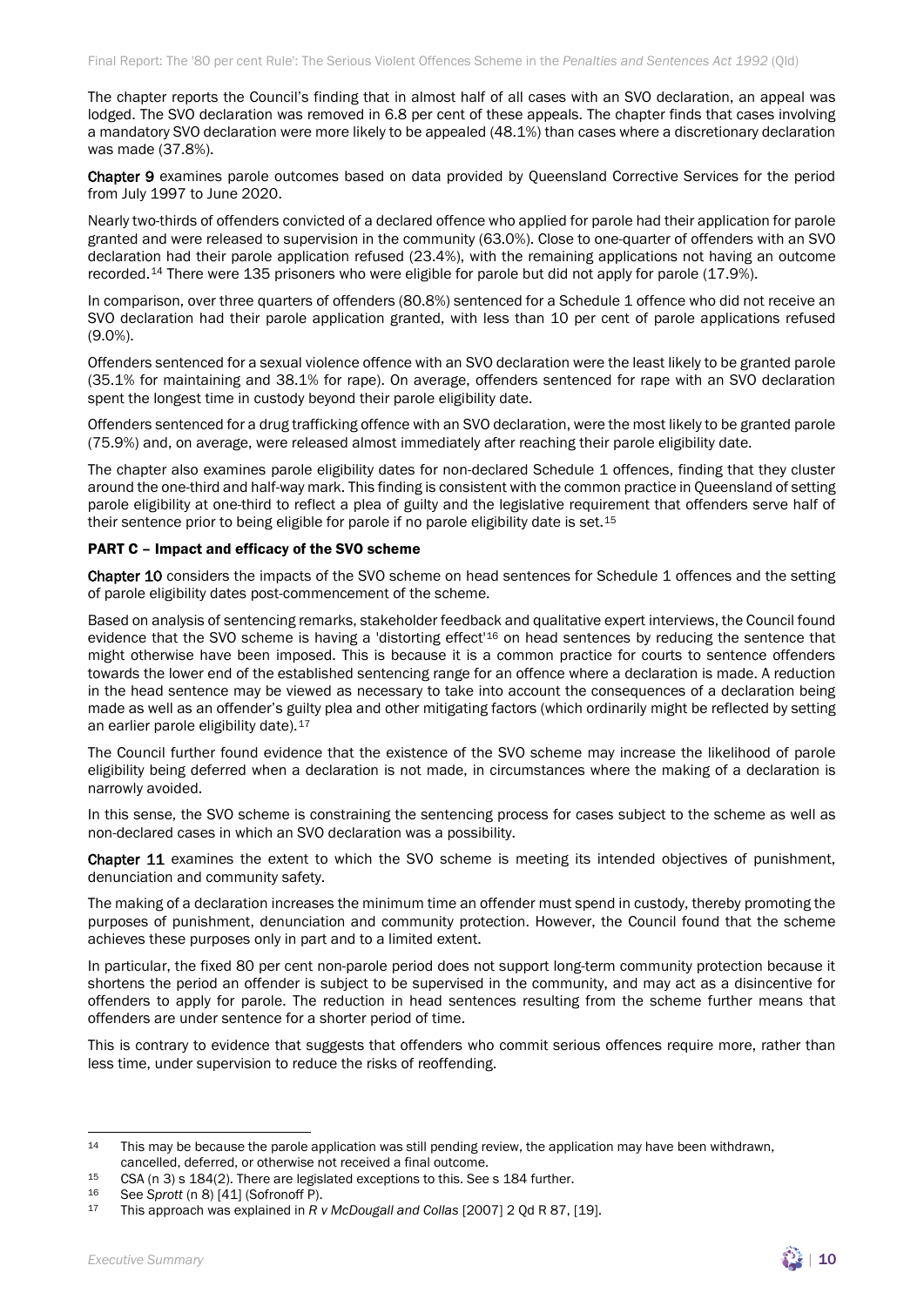The chapter reports the Council's finding that in almost half of all cases with an SVO declaration, an appeal was lodged. The SVO declaration was removed in 6.8 per cent of these appeals. The chapter finds that cases involving a mandatory SVO declaration were more likely to be appealed (48.1%) than cases where a discretionary declaration was made (37.8%).

**Chapter 9** examines parole outcomes based on data provided by Queensland Corrective Services for the period from July 1997 to June 2020.

Nearly two-thirds of offenders convicted of a declared offence who applied for parole had their application for parole granted and were released to supervision in the community (63.0%). Close to one-quarter of offenders with an SVO declaration had their parole application refused (23.4%), with the remaining applications not having an outcome recorded.[14] There were 135 prisoners who were eligible for parole but did not apply for parole (17.9%).

In comparison, over three quarters of offenders (80.8%) sentenced for a Schedule 1 offence who did not receive an SVO declaration had their parole application granted, with less than 10 per cent of parole applications refused (9.0%).

Offenders sentenced for a sexual violence offence with an SVO declaration were the least likely to be granted parole (35.1% for maintaining and 38.1% for rape). On average, offenders sentenced for rape with an SVO declaration spent the longest time in custody beyond their parole eligibility date.

Offenders sentenced for a drug trafficking offence with an SVO declaration, were the most likely to be granted parole (75.9%) and, on average, were released almost immediately after reaching their parole eligibility date.

The chapter also examines parole eligibility dates for non-declared Schedule 1 offences, finding that they cluster around the one-third and half-way mark. This finding is consistent with the common practice in Queensland of setting parole eligibility at one-third to reflect a plea of guilty and the legislative requirement that offenders serve half of their sentence prior to being eligible for parole if no parole eligibility date is set.[15]

### PART C – Impact and efficacy of the SVO scheme

**Chapter 10** considers the impacts of the SVO scheme on head sentences for Schedule 1 offences and the setting of parole eligibility dates post-commencement of the scheme.

Based on analysis of sentencing remarks, stakeholder feedback and qualitative expert interviews, the Council found evidence that the SVO scheme is having a 'distorting effect'[16] on head sentences by reducing the sentence that might otherwise have been imposed. This is because it is a common practice for courts to sentence offenders towards the lower end of the established sentencing range for an offence where a declaration is made. A reduction in the head sentence may be viewed as necessary to take into account the consequences of a declaration being made as well as an offender's guilty plea and other mitigating factors (which ordinarily might be reflected by setting an earlier parole eligibility date).[17]

The Council further found evidence that the existence of the SVO scheme may increase the likelihood of parole eligibility being deferred when a declaration is not made, in circumstances where the making of a declaration is narrowly avoided.

In this sense, the SVO scheme is constraining the sentencing process for cases subject to the scheme as well as non-declared cases in which an SVO declaration was a possibility.

**Chapter 11** examines the extent to which the SVO scheme is meeting its intended objectives of punishment, denunciation and community safety.

The making of a declaration increases the minimum time an offender must spend in custody, thereby promoting the purposes of punishment, denunciation and community protection. However, the Council found that the scheme achieves these purposes only in part and to a limited extent.

In particular, the fixed 80 per cent non-parole period does not support long-term community protection because it shortens the period an offender is subject to be supervised in the community, and may act as a disincentive for offenders to apply for parole. The reduction in head sentences resulting from the scheme further means that offenders are under sentence for a shorter period of time.

This is contrary to evidence that suggests that offenders who commit serious offences require more, rather than less time, under supervision to reduce the risks of reoffending.

---

[14] This may be because the parole application was still pending review, the application may have been withdrawn, cancelled, deferred, or otherwise not received a final outcome.

[15] CSA (n 3) s 184(2). There are legislated exceptions to this. See s 184 further.

[16] See *Sprott* (n 8) [41] (Sofronoff P).

[17] This approach was explained in *R v McDougall and Collas* [2007] 2 Qd R 87, [19].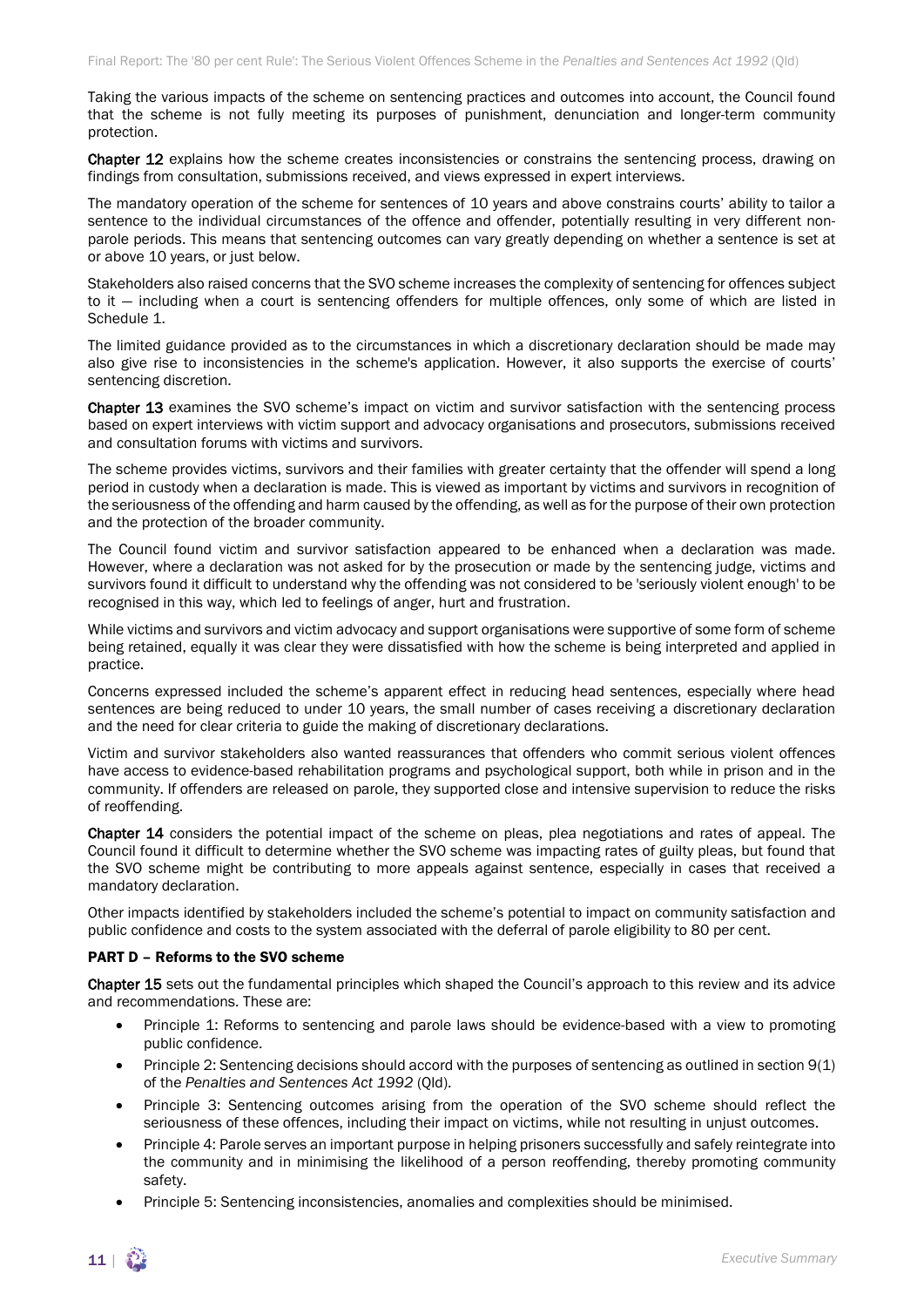Taking the various impacts of the scheme on sentencing practices and outcomes into account, the Council found that the scheme is not fully meeting its purposes of punishment, denunciation and longer-term community protection.

**Chapter 12** explains how the scheme creates inconsistencies or constrains the sentencing process, drawing on findings from consultation, submissions received, and views expressed in expert interviews.

The mandatory operation of the scheme for sentences of 10 years and above constrains courts' ability to tailor a sentence to the individual circumstances of the offence and offender, potentially resulting in very different non-parole periods. This means that sentencing outcomes can vary greatly depending on whether a sentence is set at or above 10 years, or just below.

Stakeholders also raised concerns that the SVO scheme increases the complexity of sentencing for offences subject to it — including when a court is sentencing offenders for multiple offences, only some of which are listed in Schedule 1.

The limited guidance provided as to the circumstances in which a discretionary declaration should be made may also give rise to inconsistencies in the scheme's application. However, it also supports the exercise of courts' sentencing discretion.

**Chapter 13** examines the SVO scheme's impact on victim and survivor satisfaction with the sentencing process based on expert interviews with victim support and advocacy organisations and prosecutors, submissions received and consultation forums with victims and survivors.

The scheme provides victims, survivors and their families with greater certainty that the offender will spend a long period in custody when a declaration is made. This is viewed as important by victims and survivors in recognition of the seriousness of the offending and harm caused by the offending, as well as for the purpose of their own protection and the protection of the broader community.

The Council found victim and survivor satisfaction appeared to be enhanced when a declaration was made. However, where a declaration was not asked for by the prosecution or made by the sentencing judge, victims and survivors found it difficult to understand why the offending was not considered to be 'seriously violent enough' to be recognised in this way, which led to feelings of anger, hurt and frustration.

While victims and survivors and victim advocacy and support organisations were supportive of some form of scheme being retained, equally it was clear they were dissatisfied with how the scheme is being interpreted and applied in practice.

Concerns expressed included the scheme's apparent effect in reducing head sentences, especially where head sentences are being reduced to under 10 years, the small number of cases receiving a discretionary declaration and the need for clear criteria to guide the making of discretionary declarations.

Victim and survivor stakeholders also wanted reassurances that offenders who commit serious violent offences have access to evidence-based rehabilitation programs and psychological support, both while in prison and in the community. If offenders are released on parole, they supported close and intensive supervision to reduce the risks of reoffending.

**Chapter 14** considers the potential impact of the scheme on pleas, plea negotiations and rates of appeal. The Council found it difficult to determine whether the SVO scheme was impacting rates of guilty pleas, but found that the SVO scheme might be contributing to more appeals against sentence, especially in cases that received a mandatory declaration.

Other impacts identified by stakeholders included the scheme's potential to impact on community satisfaction and public confidence and costs to the system associated with the deferral of parole eligibility to 80 per cent.

### PART D – Reforms to the SVO scheme

**Chapter 15** sets out the fundamental principles which shaped the Council's approach to this review and its advice and recommendations. These are:

- Principle 1: Reforms to sentencing and parole laws should be evidence-based with a view to promoting public confidence.
- Principle 2: Sentencing decisions should accord with the purposes of sentencing as outlined in section 9(1) of the *Penalties and Sentences Act 1992* (Qld).
- Principle 3: Sentencing outcomes arising from the operation of the SVO scheme should reflect the seriousness of these offences, including their impact on victims, while not resulting in unjust outcomes.
- Principle 4: Parole serves an important purpose in helping prisoners successfully and safely reintegrate into the community and in minimising the likelihood of a person reoffending, thereby promoting community safety.
- Principle 5: Sentencing inconsistencies, anomalies and complexities should be minimised.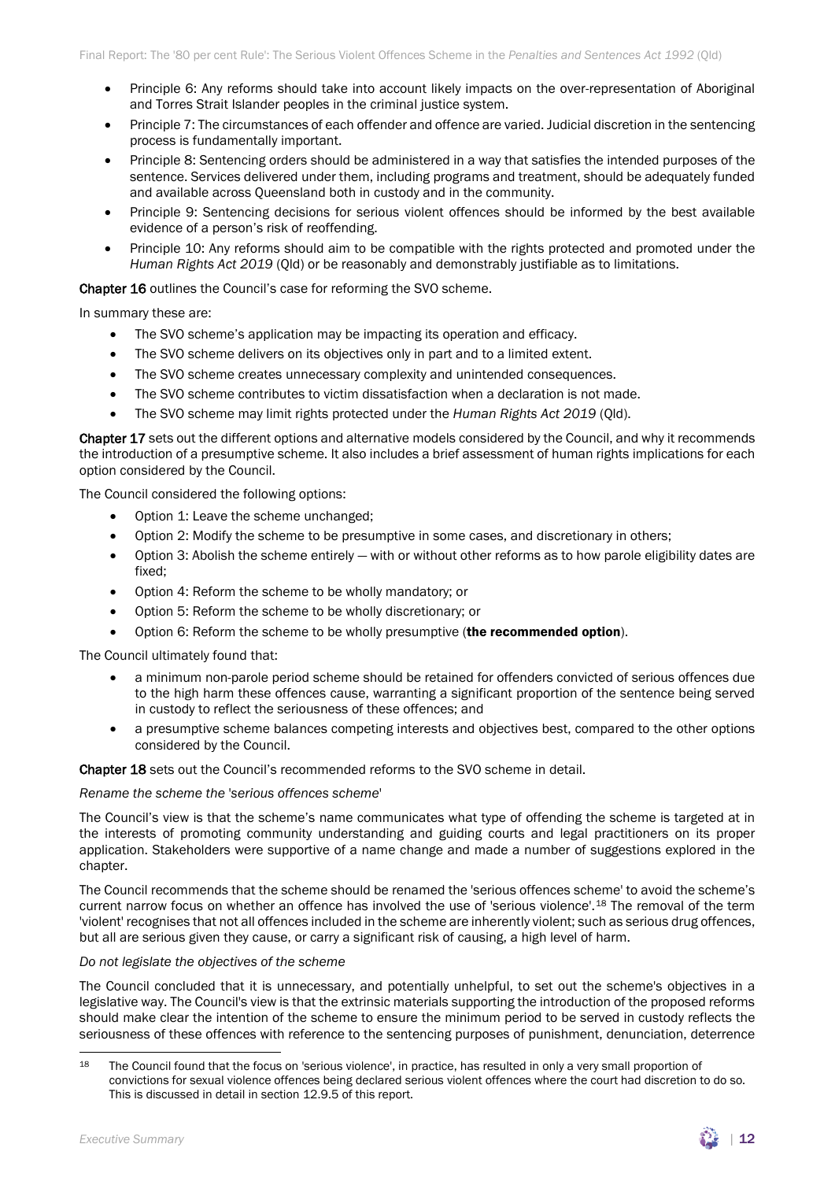- Principle 6: Any reforms should take into account likely impacts on the over-representation of Aboriginal and Torres Strait Islander peoples in the criminal justice system.
- Principle 7: The circumstances of each offender and offence are varied. Judicial discretion in the sentencing process is fundamentally important.
- Principle 8: Sentencing orders should be administered in a way that satisfies the intended purposes of the sentence. Services delivered under them, including programs and treatment, should be adequately funded and available across Queensland both in custody and in the community.
- Principle 9: Sentencing decisions for serious violent offences should be informed by the best available evidence of a person's risk of reoffending.
- Principle 10: Any reforms should aim to be compatible with the rights protected and promoted under the *Human Rights Act 2019* (Qld) or be reasonably and demonstrably justifiable as to limitations.

**Chapter 16** outlines the Council's case for reforming the SVO scheme.

In summary these are:

- The SVO scheme's application may be impacting its operation and efficacy.
- The SVO scheme delivers on its objectives only in part and to a limited extent.
- The SVO scheme creates unnecessary complexity and unintended consequences.
- The SVO scheme contributes to victim dissatisfaction when a declaration is not made.
- The SVO scheme may limit rights protected under the *Human Rights Act 2019* (Qld).

**Chapter 17** sets out the different options and alternative models considered by the Council, and why it recommends the introduction of a presumptive scheme. It also includes a brief assessment of human rights implications for each option considered by the Council.

The Council considered the following options:

- Option 1: Leave the scheme unchanged;
- Option 2: Modify the scheme to be presumptive in some cases, and discretionary in others;
- Option 3: Abolish the scheme entirely — with or without other reforms as to how parole eligibility dates are fixed;
- Option 4: Reform the scheme to be wholly mandatory; or
- Option 5: Reform the scheme to be wholly discretionary; or
- Option 6: Reform the scheme to be wholly presumptive (**the recommended option**).

The Council ultimately found that:

- a minimum non-parole period scheme should be retained for offenders convicted of serious offences due to the high harm these offences cause, warranting a significant proportion of the sentence being served in custody to reflect the seriousness of these offences; and
- a presumptive scheme balances competing interests and objectives best, compared to the other options considered by the Council.

**Chapter 18** sets out the Council's recommended reforms to the SVO scheme in detail.

*Rename the scheme the 'serious offences scheme'*

The Council's view is that the scheme's name communicates what type of offending the scheme is targeted at in the interests of promoting community understanding and guiding courts and legal practitioners on its proper application. Stakeholders were supportive of a name change and made a number of suggestions explored in the chapter.

The Council recommends that the scheme should be renamed the 'serious offences scheme' to avoid the scheme's current narrow focus on whether an offence has involved the use of 'serious violence'.[18] The removal of the term 'violent' recognises that not all offences included in the scheme are inherently violent; such as serious drug offences, but all are serious given they cause, or carry a significant risk of causing, a high level of harm.

*Do not legislate the objectives of the scheme*

The Council concluded that it is unnecessary, and potentially unhelpful, to set out the scheme's objectives in a legislative way. The Council's view is that the extrinsic materials supporting the introduction of the proposed reforms should make clear the intention of the scheme to ensure the minimum period to be served in custody reflects the seriousness of these offences with reference to the sentencing purposes of punishment, denunciation, deterrence

[18] The Council found that the focus on 'serious violence', in practice, has resulted in only a very small proportion of convictions for sexual violence offences being declared serious violent offences where the court had discretion to do so. This is discussed in detail in section 12.9.5 of this report.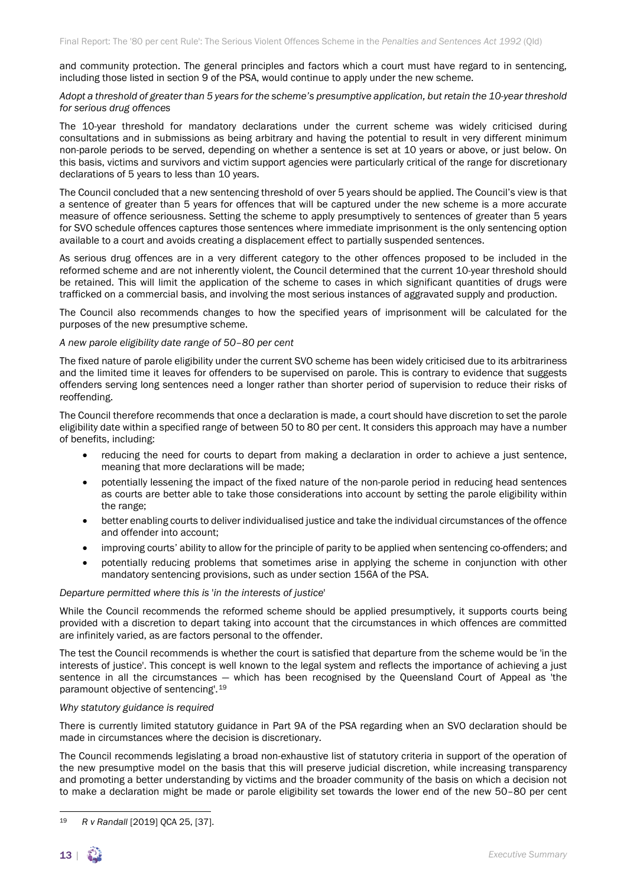and community protection. The general principles and factors which a court must have regard to in sentencing, including those listed in section 9 of the PSA, would continue to apply under the new scheme.

*Adopt a threshold of greater than 5 years for the scheme's presumptive application, but retain the 10-year threshold for serious drug offences*

The 10-year threshold for mandatory declarations under the current scheme was widely criticised during consultations and in submissions as being arbitrary and having the potential to result in very different minimum non-parole periods to be served, depending on whether a sentence is set at 10 years or above, or just below. On this basis, victims and survivors and victim support agencies were particularly critical of the range for discretionary declarations of 5 years to less than 10 years.

The Council concluded that a new sentencing threshold of over 5 years should be applied. The Council's view is that a sentence of greater than 5 years for offences that will be captured under the new scheme is a more accurate measure of offence seriousness. Setting the scheme to apply presumptively to sentences of greater than 5 years for SVO schedule offences captures those sentences where immediate imprisonment is the only sentencing option available to a court and avoids creating a displacement effect to partially suspended sentences.

As serious drug offences are in a very different category to the other offences proposed to be included in the reformed scheme and are not inherently violent, the Council determined that the current 10-year threshold should be retained. This will limit the application of the scheme to cases in which significant quantities of drugs were trafficked on a commercial basis, and involving the most serious instances of aggravated supply and production.

The Council also recommends changes to how the specified years of imprisonment will be calculated for the purposes of the new presumptive scheme.

*A new parole eligibility date range of 50–80 per cent*

The fixed nature of parole eligibility under the current SVO scheme has been widely criticised due to its arbitrariness and the limited time it leaves for offenders to be supervised on parole. This is contrary to evidence that suggests offenders serving long sentences need a longer rather than shorter period of supervision to reduce their risks of reoffending.

The Council therefore recommends that once a declaration is made, a court should have discretion to set the parole eligibility date within a specified range of between 50 to 80 per cent. It considers this approach may have a number of benefits, including:

- reducing the need for courts to depart from making a declaration in order to achieve a just sentence, meaning that more declarations will be made;
- potentially lessening the impact of the fixed nature of the non-parole period in reducing head sentences as courts are better able to take those considerations into account by setting the parole eligibility within the range;
- better enabling courts to deliver individualised justice and take the individual circumstances of the offence and offender into account;
- improving courts' ability to allow for the principle of parity to be applied when sentencing co-offenders; and
- potentially reducing problems that sometimes arise in applying the scheme in conjunction with other mandatory sentencing provisions, such as under section 156A of the PSA.

*Departure permitted where this is 'in the interests of justice'*

While the Council recommends the reformed scheme should be applied presumptively, it supports courts being provided with a discretion to depart taking into account that the circumstances in which offences are committed are infinitely varied, as are factors personal to the offender.

The test the Council recommends is whether the court is satisfied that departure from the scheme would be 'in the interests of justice'. This concept is well known to the legal system and reflects the importance of achieving a just sentence in all the circumstances — which has been recognised by the Queensland Court of Appeal as 'the paramount objective of sentencing'.[19]

*Why statutory guidance is required*

There is currently limited statutory guidance in Part 9A of the PSA regarding when an SVO declaration should be made in circumstances where the decision is discretionary.

The Council recommends legislating a broad non-exhaustive list of statutory criteria in support of the operation of the new presumptive model on the basis that this will preserve judicial discretion, while increasing transparency and promoting a better understanding by victims and the broader community of the basis on which a decision not to make a declaration might be made or parole eligibility set towards the lower end of the new 50–80 per cent

---

[19] *R v Randall* [2019] QCA 25, [37].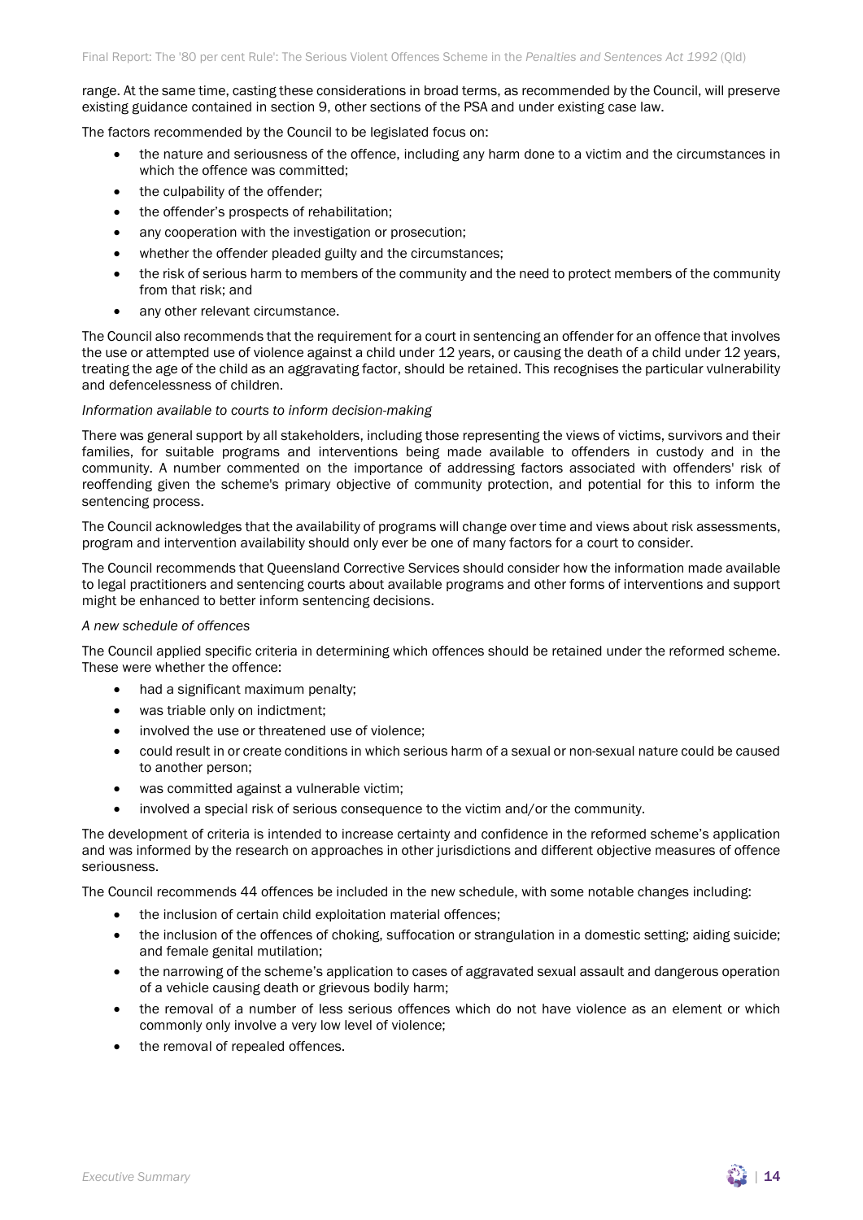range. At the same time, casting these considerations in broad terms, as recommended by the Council, will preserve existing guidance contained in section 9, other sections of the PSA and under existing case law.

The factors recommended by the Council to be legislated focus on:

- the nature and seriousness of the offence, including any harm done to a victim and the circumstances in which the offence was committed;
- the culpability of the offender;
- the offender's prospects of rehabilitation;
- any cooperation with the investigation or prosecution;
- whether the offender pleaded guilty and the circumstances;
- the risk of serious harm to members of the community and the need to protect members of the community from that risk; and
- any other relevant circumstance.

The Council also recommends that the requirement for a court in sentencing an offender for an offence that involves the use or attempted use of violence against a child under 12 years, or causing the death of a child under 12 years, treating the age of the child as an aggravating factor, should be retained. This recognises the particular vulnerability and defencelessness of children.

*Information available to courts to inform decision-making*

There was general support by all stakeholders, including those representing the views of victims, survivors and their families, for suitable programs and interventions being made available to offenders in custody and in the community. A number commented on the importance of addressing factors associated with offenders' risk of reoffending given the scheme's primary objective of community protection, and potential for this to inform the sentencing process.

The Council acknowledges that the availability of programs will change over time and views about risk assessments, program and intervention availability should only ever be one of many factors for a court to consider.

The Council recommends that Queensland Corrective Services should consider how the information made available to legal practitioners and sentencing courts about available programs and other forms of interventions and support might be enhanced to better inform sentencing decisions.

*A new schedule of offences*

The Council applied specific criteria in determining which offences should be retained under the reformed scheme. These were whether the offence:

- had a significant maximum penalty;
- was triable only on indictment;
- involved the use or threatened use of violence;
- could result in or create conditions in which serious harm of a sexual or non-sexual nature could be caused to another person;
- was committed against a vulnerable victim;
- involved a special risk of serious consequence to the victim and/or the community.

The development of criteria is intended to increase certainty and confidence in the reformed scheme's application and was informed by the research on approaches in other jurisdictions and different objective measures of offence seriousness.

The Council recommends 44 offences be included in the new schedule, with some notable changes including:

- the inclusion of certain child exploitation material offences;
- the inclusion of the offences of choking, suffocation or strangulation in a domestic setting; aiding suicide; and female genital mutilation;
- the narrowing of the scheme's application to cases of aggravated sexual assault and dangerous operation of a vehicle causing death or grievous bodily harm;
- the removal of a number of less serious offences which do not have violence as an element or which commonly only involve a very low level of violence;
- the removal of repealed offences.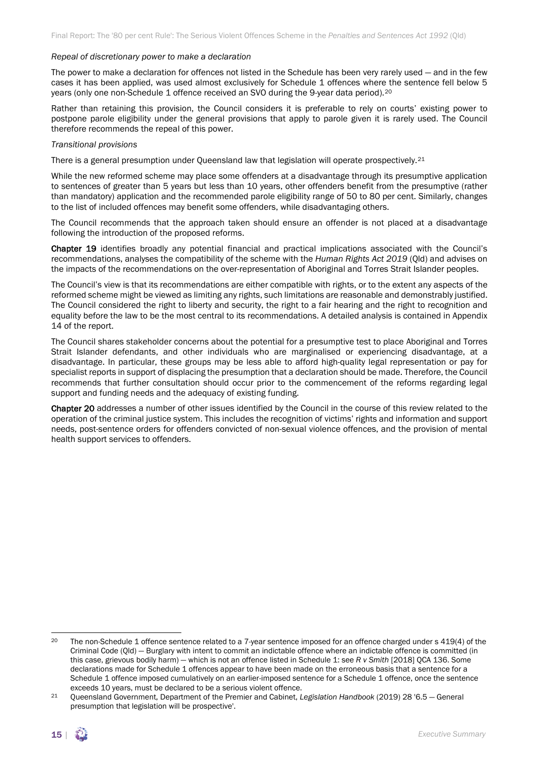*Repeal of discretionary power to make a declaration*

The power to make a declaration for offences not listed in the Schedule has been very rarely used — and in the few cases it has been applied, was used almost exclusively for Schedule 1 offences where the sentence fell below 5 years (only one non-Schedule 1 offence received an SVO during the 9-year data period).[20]

Rather than retaining this provision, the Council considers it is preferable to rely on courts' existing power to postpone parole eligibility under the general provisions that apply to parole given it is rarely used. The Council therefore recommends the repeal of this power.

*Transitional provisions*

There is a general presumption under Queensland law that legislation will operate prospectively.[21]

While the new reformed scheme may place some offenders at a disadvantage through its presumptive application to sentences of greater than 5 years but less than 10 years, other offenders benefit from the presumptive (rather than mandatory) application and the recommended parole eligibility range of 50 to 80 per cent. Similarly, changes to the list of included offences may benefit some offenders, while disadvantaging others.

The Council recommends that the approach taken should ensure an offender is not placed at a disadvantage following the introduction of the proposed reforms.

**Chapter 19** identifies broadly any potential financial and practical implications associated with the Council's recommendations, analyses the compatibility of the scheme with the *Human Rights Act 2019* (Qld) and advises on the impacts of the recommendations on the over-representation of Aboriginal and Torres Strait Islander peoples.

The Council's view is that its recommendations are either compatible with rights, or to the extent any aspects of the reformed scheme might be viewed as limiting any rights, such limitations are reasonable and demonstrably justified. The Council considered the right to liberty and security, the right to a fair hearing and the right to recognition and equality before the law to be the most central to its recommendations. A detailed analysis is contained in Appendix 14 of the report.

The Council shares stakeholder concerns about the potential for a presumptive test to place Aboriginal and Torres Strait Islander defendants, and other individuals who are marginalised or experiencing disadvantage, at a disadvantage. In particular, these groups may be less able to afford high-quality legal representation or pay for specialist reports in support of displacing the presumption that a declaration should be made. Therefore, the Council recommends that further consultation should occur prior to the commencement of the reforms regarding legal support and funding needs and the adequacy of existing funding.

**Chapter 20** addresses a number of other issues identified by the Council in the course of this review related to the operation of the criminal justice system. This includes the recognition of victims' rights and information and support needs, post-sentence orders for offenders convicted of non-sexual violence offences, and the provision of mental health support services to offenders.

---

[20] The non-Schedule 1 offence sentence related to a 7-year sentence imposed for an offence charged under s 419(4) of the Criminal Code (Qld) — Burglary with intent to commit an indictable offence where an indictable offence is committed (in this case, grievous bodily harm) — which is not an offence listed in Schedule 1: see *R v Smith* [2018] QCA 136. Some declarations made for Schedule 1 offences appear to have been made on the erroneous basis that a sentence for a Schedule 1 offence imposed cumulatively on an earlier-imposed sentence for a Schedule 1 offence, once the sentence exceeds 10 years, must be declared to be a serious violent offence.

[21] Queensland Government, Department of the Premier and Cabinet, *Legislation Handbook* (2019) 28 '6.5 — General presumption that legislation will be prospective'.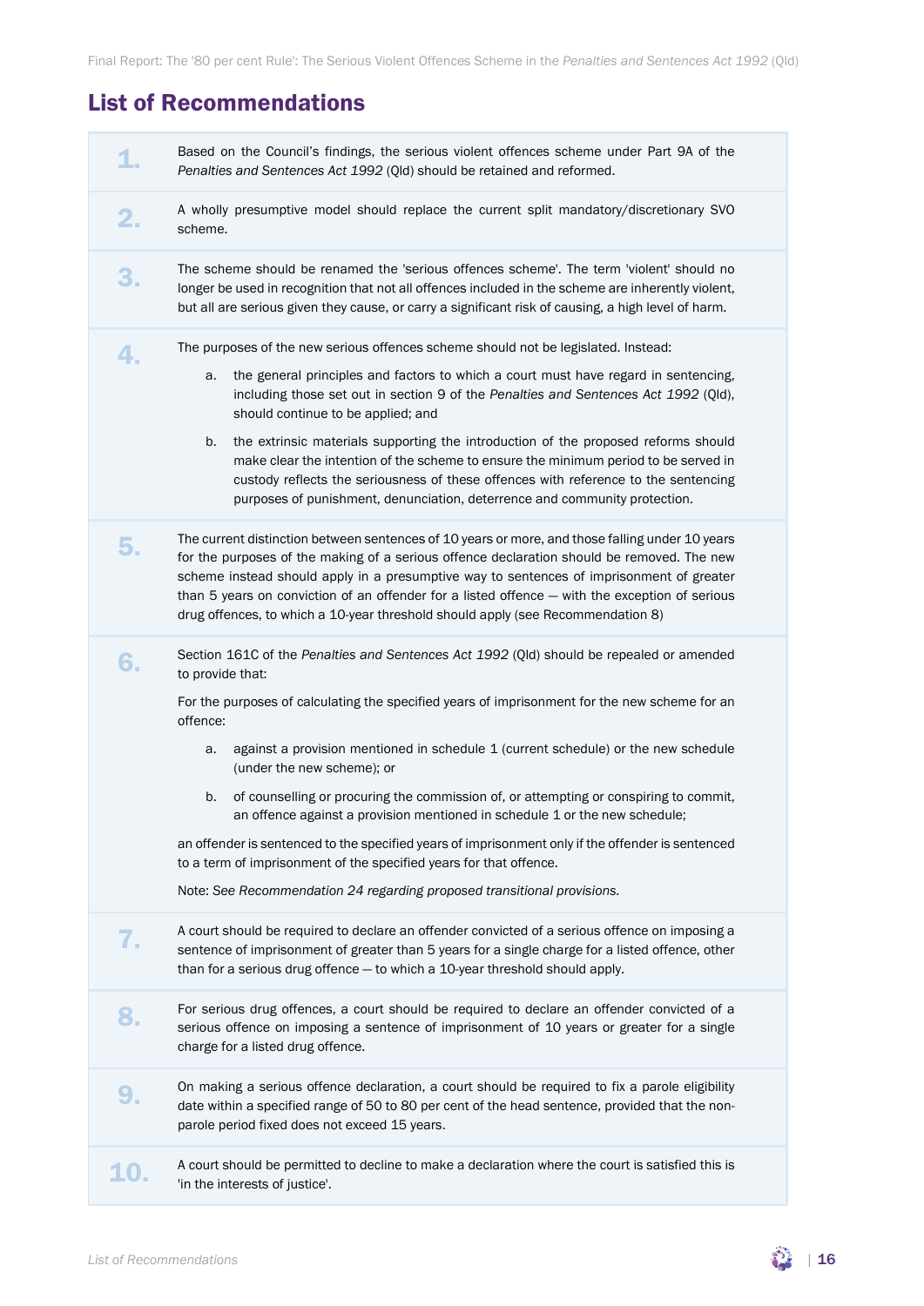## List of Recommendations

**1.** Based on the Council's findings, the serious violent offences scheme under Part 9A of the *Penalties and Sentences Act 1992* (Qld) should be retained and reformed.

**2.** A wholly presumptive model should replace the current split mandatory/discretionary SVO scheme.

**3.** The scheme should be renamed the 'serious offences scheme'. The term 'violent' should no longer be used in recognition that not all offences included in the scheme are inherently violent, but all are serious given they cause, or carry a significant risk of causing, a high level of harm.

**4.** The purposes of the new serious offences scheme should not be legislated. Instead:

a. the general principles and factors to which a court must have regard in sentencing, including those set out in section 9 of the *Penalties and Sentences Act 1992* (Qld), should continue to be applied; and

b. the extrinsic materials supporting the introduction of the proposed reforms should make clear the intention of the scheme to ensure the minimum period to be served in custody reflects the seriousness of these offences with reference to the sentencing purposes of punishment, denunciation, deterrence and community protection.

**5.** The current distinction between sentences of 10 years or more, and those falling under 10 years for the purposes of the making of a serious offence declaration should be removed. The new scheme instead should apply in a presumptive way to sentences of imprisonment of greater than 5 years on conviction of an offender for a listed offence — with the exception of serious drug offences, to which a 10-year threshold should apply (see Recommendation 8)

**6.** Section 161C of the *Penalties and Sentences Act 1992* (Qld) should be repealed or amended to provide that:

For the purposes of calculating the specified years of imprisonment for the new scheme for an offence:

a. against a provision mentioned in schedule 1 (current schedule) or the new schedule (under the new scheme); or

b. of counselling or procuring the commission of, or attempting or conspiring to commit, an offence against a provision mentioned in schedule 1 or the new schedule;

an offender is sentenced to the specified years of imprisonment only if the offender is sentenced to a term of imprisonment of the specified years for that offence.

Note: *See Recommendation 24 regarding proposed transitional provisions.*

**7.** A court should be required to declare an offender convicted of a serious offence on imposing a sentence of imprisonment of greater than 5 years for a single charge for a listed offence, other than for a serious drug offence — to which a 10-year threshold should apply.

**8.** For serious drug offences, a court should be required to declare an offender convicted of a serious offence on imposing a sentence of imprisonment of 10 years or greater for a single charge for a listed drug offence.

**9.** On making a serious offence declaration, a court should be required to fix a parole eligibility date within a specified range of 50 to 80 per cent of the head sentence, provided that the non-parole period fixed does not exceed 15 years.

**10.** A court should be permitted to decline to make a declaration where the court is satisfied this is 'in the interests of justice'.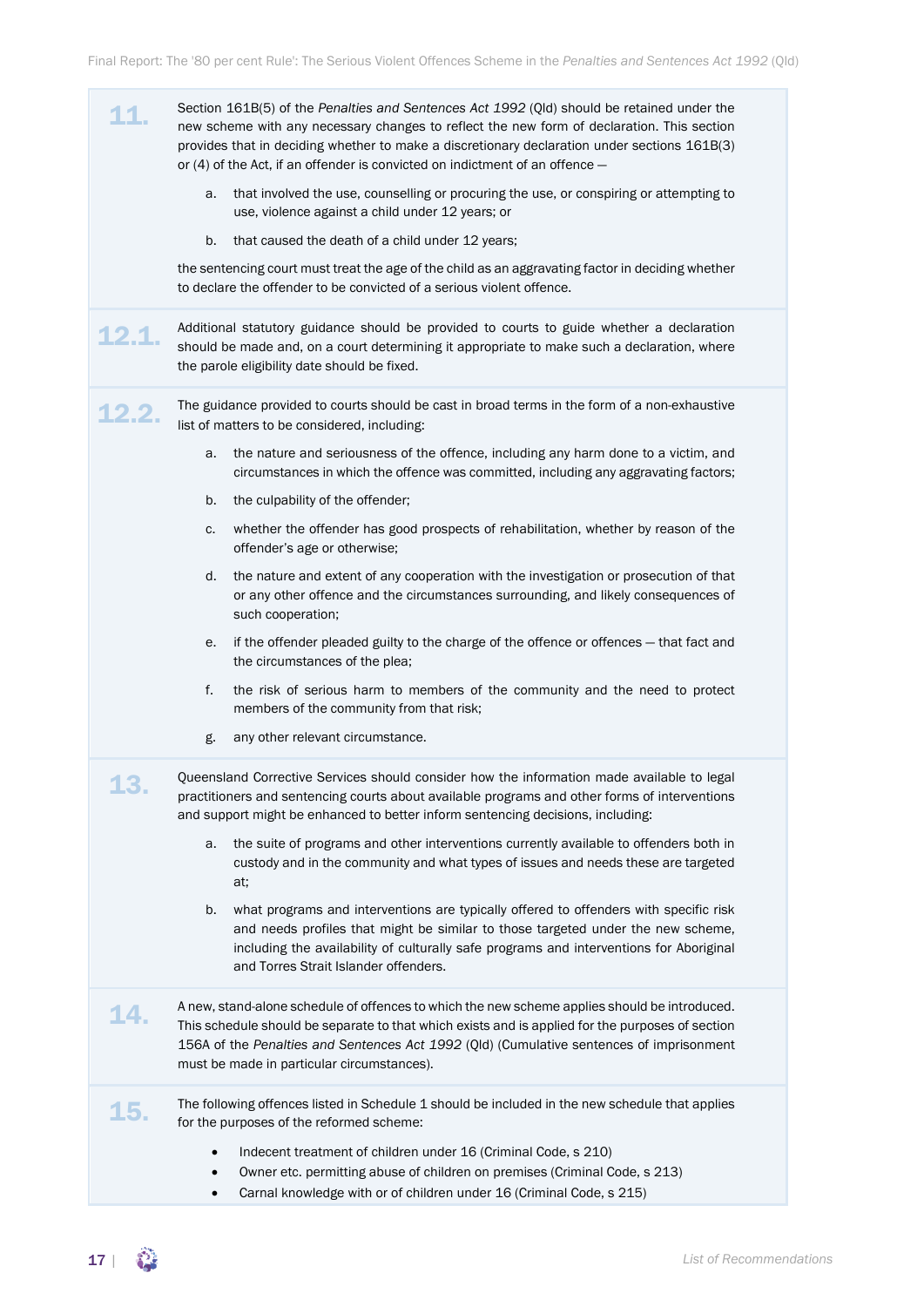**11.** Section 161B(5) of the *Penalties and Sentences Act 1992* (Qld) should be retained under the new scheme with any necessary changes to reflect the new form of declaration. This section provides that in deciding whether to make a discretionary declaration under sections 161B(3) or (4) of the Act, if an offender is convicted on indictment of an offence —

a. that involved the use, counselling or procuring the use, or conspiring or attempting to use, violence against a child under 12 years; or

b. that caused the death of a child under 12 years;

the sentencing court must treat the age of the child as an aggravating factor in deciding whether to declare the offender to be convicted of a serious violent offence.

**12.1.** Additional statutory guidance should be provided to courts to guide whether a declaration should be made and, on a court determining it appropriate to make such a declaration, where the parole eligibility date should be fixed.

**12.2.** The guidance provided to courts should be cast in broad terms in the form of a non-exhaustive list of matters to be considered, including:

a. the nature and seriousness of the offence, including any harm done to a victim, and circumstances in which the offence was committed, including any aggravating factors;

b. the culpability of the offender;

c. whether the offender has good prospects of rehabilitation, whether by reason of the offender's age or otherwise;

d. the nature and extent of any cooperation with the investigation or prosecution of that or any other offence and the circumstances surrounding, and likely consequences of such cooperation;

e. if the offender pleaded guilty to the charge of the offence or offences — that fact and the circumstances of the plea;

f. the risk of serious harm to members of the community and the need to protect members of the community from that risk;

g. any other relevant circumstance.

**13.** Queensland Corrective Services should consider how the information made available to legal practitioners and sentencing courts about available programs and other forms of interventions and support might be enhanced to better inform sentencing decisions, including:

a. the suite of programs and other interventions currently available to offenders both in custody and in the community and what types of issues and needs these are targeted at;

b. what programs and interventions are typically offered to offenders with specific risk and needs profiles that might be similar to those targeted under the new scheme, including the availability of culturally safe programs and interventions for Aboriginal and Torres Strait Islander offenders.

**14.** A new, stand-alone schedule of offences to which the new scheme applies should be introduced. This schedule should be separate to that which exists and is applied for the purposes of section 156A of the *Penalties and Sentences Act 1992* (Qld) (Cumulative sentences of imprisonment must be made in particular circumstances).

**15.** The following offences listed in Schedule 1 should be included in the new schedule that applies for the purposes of the reformed scheme:

- Indecent treatment of children under 16 (Criminal Code, s 210)
- Owner etc. permitting abuse of children on premises (Criminal Code, s 213)
- Carnal knowledge with or of children under 16 (Criminal Code, s 215)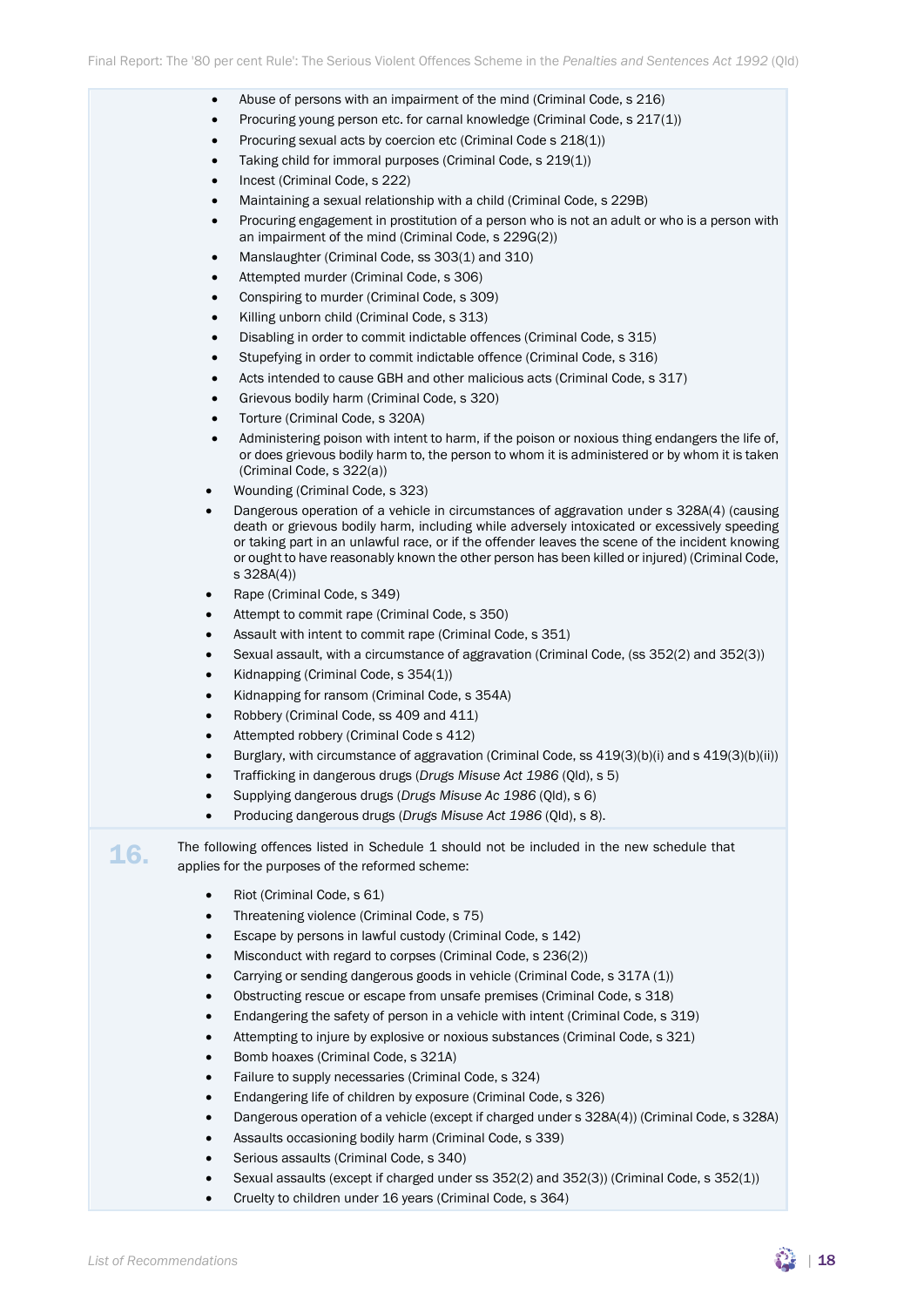- Abuse of persons with an impairment of the mind (Criminal Code, s 216)
- Procuring young person etc. for carnal knowledge (Criminal Code, s 217(1))
- Procuring sexual acts by coercion etc (Criminal Code s 218(1))
- Taking child for immoral purposes (Criminal Code, s 219(1))
- Incest (Criminal Code, s 222)
- Maintaining a sexual relationship with a child (Criminal Code, s 229B)
- Procuring engagement in prostitution of a person who is not an adult or who is a person with an impairment of the mind (Criminal Code, s 229G(2))
- Manslaughter (Criminal Code, ss 303(1) and 310)
- Attempted murder (Criminal Code, s 306)
- Conspiring to murder (Criminal Code, s 309)
- Killing unborn child (Criminal Code, s 313)
- Disabling in order to commit indictable offences (Criminal Code, s 315)
- Stupefying in order to commit indictable offence (Criminal Code, s 316)
- Acts intended to cause GBH and other malicious acts (Criminal Code, s 317)
- Grievous bodily harm (Criminal Code, s 320)
- Torture (Criminal Code, s 320A)
- Administering poison with intent to harm, if the poison or noxious thing endangers the life of, or does grievous bodily harm to, the person to whom it is administered or by whom it is taken (Criminal Code, s 322(a))
- Wounding (Criminal Code, s 323)
- Dangerous operation of a vehicle in circumstances of aggravation under s 328A(4) (causing death or grievous bodily harm, including while adversely intoxicated or excessively speeding or taking part in an unlawful race, or if the offender leaves the scene of the incident knowing or ought to have reasonably known the other person has been killed or injured) (Criminal Code, s 328A(4))
- Rape (Criminal Code, s 349)
- Attempt to commit rape (Criminal Code, s 350)
- Assault with intent to commit rape (Criminal Code, s 351)
- Sexual assault, with a circumstance of aggravation (Criminal Code, (ss 352(2) and 352(3))
- Kidnapping (Criminal Code, s 354(1))
- Kidnapping for ransom (Criminal Code, s 354A)
- Robbery (Criminal Code, ss 409 and 411)
- Attempted robbery (Criminal Code s 412)
- Burglary, with circumstance of aggravation (Criminal Code, ss 419(3)(b)(i) and s 419(3)(b)(ii))
- Trafficking in dangerous drugs (*Drugs Misuse Act 1986* (Qld), s 5)
- Supplying dangerous drugs (*Drugs Misuse Ac 1986* (Qld), s 6)
- Producing dangerous drugs (*Drugs Misuse Act 1986* (Qld), s 8).

**16.** The following offences listed in Schedule 1 should not be included in the new schedule that applies for the purposes of the reformed scheme:

- Riot (Criminal Code, s 61)
- Threatening violence (Criminal Code, s 75)
- Escape by persons in lawful custody (Criminal Code, s 142)
- Misconduct with regard to corpses (Criminal Code, s 236(2))
- Carrying or sending dangerous goods in vehicle (Criminal Code, s 317A (1))
- Obstructing rescue or escape from unsafe premises (Criminal Code, s 318)
- Endangering the safety of person in a vehicle with intent (Criminal Code, s 319)
- Attempting to injure by explosive or noxious substances (Criminal Code, s 321)
- Bomb hoaxes (Criminal Code, s 321A)
- Failure to supply necessaries (Criminal Code, s 324)
- Endangering life of children by exposure (Criminal Code, s 326)
- Dangerous operation of a vehicle (except if charged under s 328A(4)) (Criminal Code, s 328A)
- Assaults occasioning bodily harm (Criminal Code, s 339)
- Serious assaults (Criminal Code, s 340)
- Sexual assaults (except if charged under ss 352(2) and 352(3)) (Criminal Code, s 352(1))
- Cruelty to children under 16 years (Criminal Code, s 364)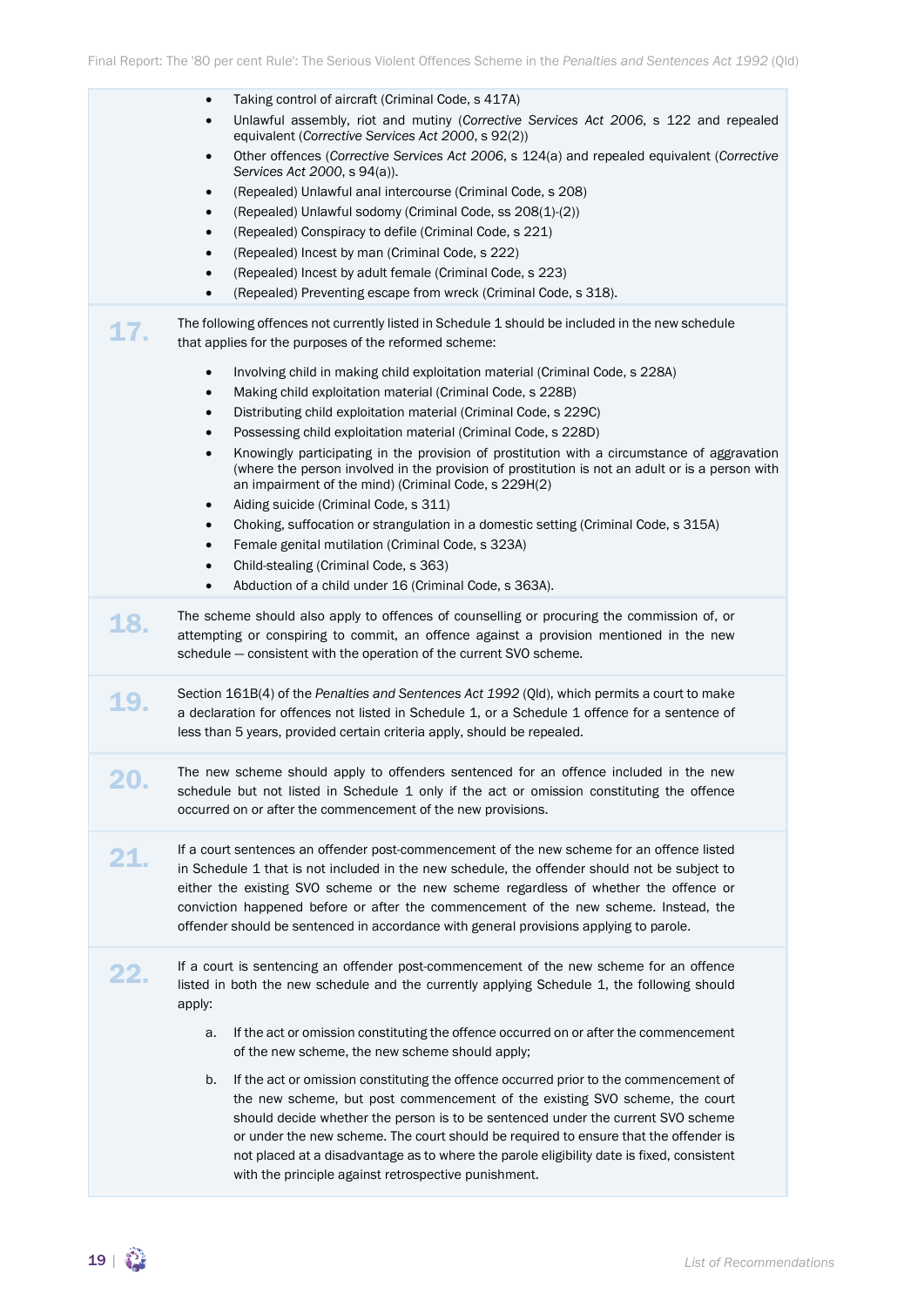- Taking control of aircraft (Criminal Code, s 417A)
- Unlawful assembly, riot and mutiny (*Corrective Services Act 2006*, s 122 and repealed equivalent (*Corrective Services Act 2000*, s 92(2))
- Other offences (*Corrective Services Act 2006*, s 124(a) and repealed equivalent (*Corrective Services Act 2000*, s 94(a)).
- (Repealed) Unlawful anal intercourse (Criminal Code, s 208)
- (Repealed) Unlawful sodomy (Criminal Code, ss 208(1)-(2))
- (Repealed) Conspiracy to defile (Criminal Code, s 221)
- (Repealed) Incest by man (Criminal Code, s 222)
- (Repealed) Incest by adult female (Criminal Code, s 223)
- (Repealed) Preventing escape from wreck (Criminal Code, s 318).

**17.** The following offences not currently listed in Schedule 1 should be included in the new schedule that applies for the purposes of the reformed scheme:

- Involving child in making child exploitation material (Criminal Code, s 228A)
- Making child exploitation material (Criminal Code, s 228B)
- Distributing child exploitation material (Criminal Code, s 229C)
- Possessing child exploitation material (Criminal Code, s 228D)
- Knowingly participating in the provision of prostitution with a circumstance of aggravation (where the person involved in the provision of prostitution is not an adult or is a person with an impairment of the mind) (Criminal Code, s 229H(2)
- Aiding suicide (Criminal Code, s 311)
- Choking, suffocation or strangulation in a domestic setting (Criminal Code, s 315A)
- Female genital mutilation (Criminal Code, s 323A)
- Child-stealing (Criminal Code, s 363)
- Abduction of a child under 16 (Criminal Code, s 363A).

**18.** The scheme should also apply to offences of counselling or procuring the commission of, or attempting or conspiring to commit, an offence against a provision mentioned in the new schedule — consistent with the operation of the current SVO scheme.

**19.** Section 161B(4) of the *Penalties and Sentences Act 1992* (Qld), which permits a court to make a declaration for offences not listed in Schedule 1, or a Schedule 1 offence for a sentence of less than 5 years, provided certain criteria apply, should be repealed.

**20.** The new scheme should apply to offenders sentenced for an offence included in the new schedule but not listed in Schedule 1 only if the act or omission constituting the offence occurred on or after the commencement of the new provisions.

**21.** If a court sentences an offender post-commencement of the new scheme for an offence listed in Schedule 1 that is not included in the new schedule, the offender should not be subject to either the existing SVO scheme or the new scheme regardless of whether the offence or conviction happened before or after the commencement of the new scheme. Instead, the offender should be sentenced in accordance with general provisions applying to parole.

**22.** If a court is sentencing an offender post-commencement of the new scheme for an offence listed in both the new schedule and the currently applying Schedule 1, the following should apply:

a. If the act or omission constituting the offence occurred on or after the commencement of the new scheme, the new scheme should apply;

b. If the act or omission constituting the offence occurred prior to the commencement of the new scheme, but post commencement of the existing SVO scheme, the court should decide whether the person is to be sentenced under the current SVO scheme or under the new scheme. The court should be required to ensure that the offender is not placed at a disadvantage as to where the parole eligibility date is fixed, consistent with the principle against retrospective punishment.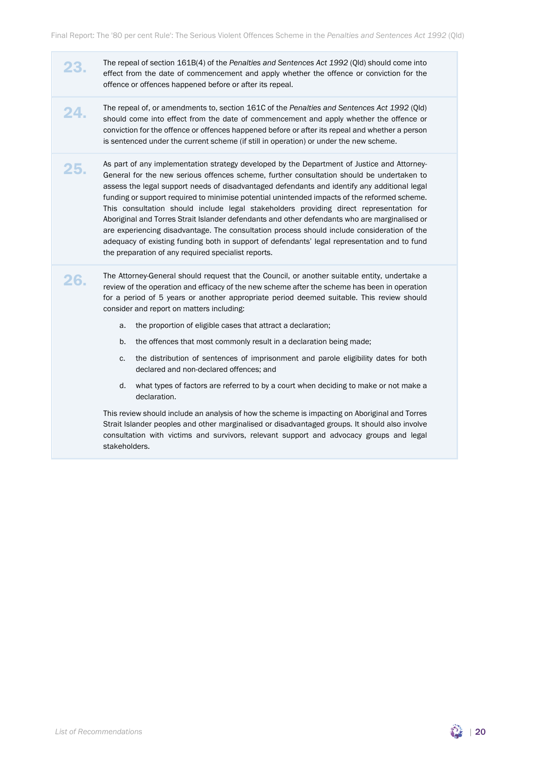**23.** The repeal of section 161B(4) of the *Penalties and Sentences Act 1992* (Qld) should come into effect from the date of commencement and apply whether the offence or conviction for the offence or offences happened before or after its repeal.

**24.** The repeal of, or amendments to, section 161C of the *Penalties and Sentences Act 1992* (Qld) should come into effect from the date of commencement and apply whether the offence or conviction for the offence or offences happened before or after its repeal and whether a person is sentenced under the current scheme (if still in operation) or under the new scheme.

**25.** As part of any implementation strategy developed by the Department of Justice and Attorney-General for the new serious offences scheme, further consultation should be undertaken to assess the legal support needs of disadvantaged defendants and identify any additional legal funding or support required to minimise potential unintended impacts of the reformed scheme. This consultation should include legal stakeholders providing direct representation for Aboriginal and Torres Strait Islander defendants and other defendants who are marginalised or are experiencing disadvantage. The consultation process should include consideration of the adequacy of existing funding both in support of defendants' legal representation and to fund the preparation of any required specialist reports.

**26.** The Attorney-General should request that the Council, or another suitable entity, undertake a review of the operation and efficacy of the new scheme after the scheme has been in operation for a period of 5 years or another appropriate period deemed suitable. This review should consider and report on matters including:

a. the proportion of eligible cases that attract a declaration;

b. the offences that most commonly result in a declaration being made;

c. the distribution of sentences of imprisonment and parole eligibility dates for both declared and non-declared offences; and

d. what types of factors are referred to by a court when deciding to make or not make a declaration.

This review should include an analysis of how the scheme is impacting on Aboriginal and Torres Strait Islander peoples and other marginalised or disadvantaged groups. It should also involve consultation with victims and survivors, relevant support and advocacy groups and legal stakeholders.